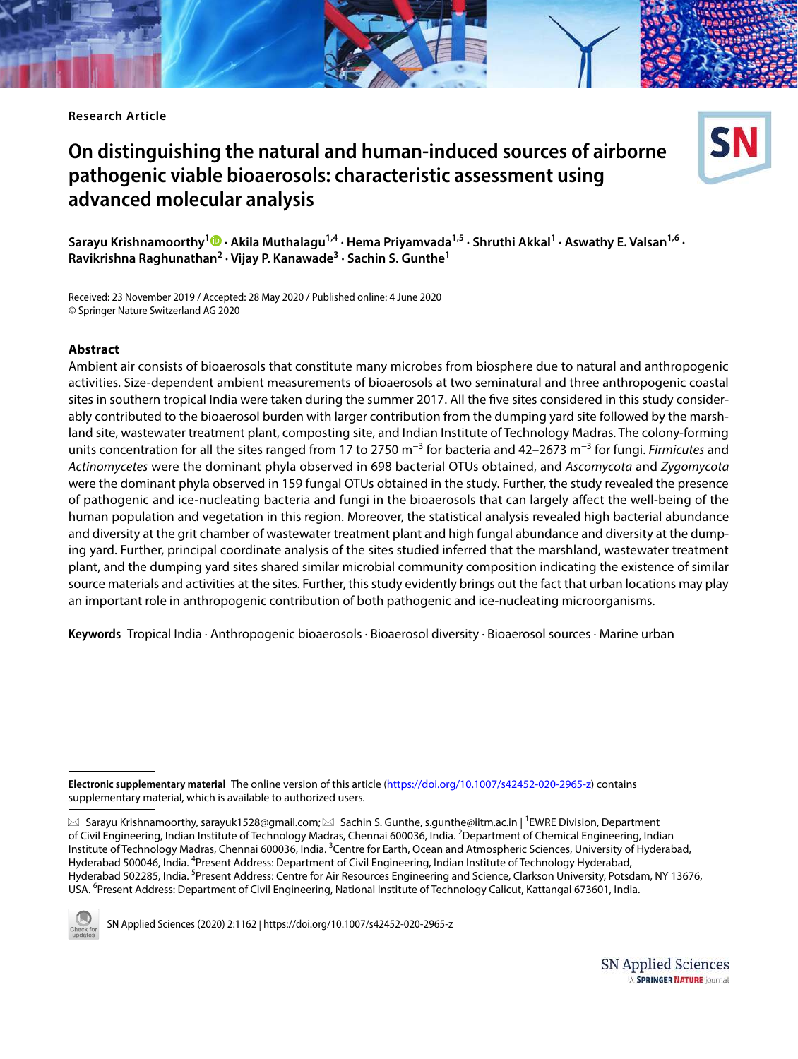Research Article

# On distinguishing the natural and human-induced sources of airborne pathogenic viable bioaerosols: characteristic assessment using advanced molecular analysis

**Sarayu Krishnamoorthy[1] · Akila Muthalagu[1,4] · Hema Priyamvada[1,5] · Shruthi Akkal[1] · Aswathy E. Valsan[1,6] · Ravikrishna Raghunathan[2] · Vijay P. Kanawade[3] · Sachin S. Gunthe[1]**

Received: 23 November 2019 / Accepted: 28 May 2020 / Published online: 4 June 2020
© Springer Nature Switzerland AG 2020

## Abstract

Ambient air consists of bioaerosols that constitute many microbes from biosphere due to natural and anthropogenic activities. Size-dependent ambient measurements of bioaerosols at two seminatural and three anthropogenic coastal sites in southern tropical India were taken during the summer 2017. All the five sites considered in this study considerably contributed to the bioaerosol burden with larger contribution from the dumping yard site followed by the marshland site, wastewater treatment plant, composting site, and Indian Institute of Technology Madras. The colony-forming units concentration for all the sites ranged from 17 to 2750 $m^{-3}$ for bacteria and 42–2673 $m^{-3}$ for fungi. *Firmicutes* and *Actinomycetes* were the dominant phyla observed in 698 bacterial OTUs obtained, and *Ascomycota* and *Zygomycota* were the dominant phyla observed in 159 fungal OTUs obtained in the study. Further, the study revealed the presence of pathogenic and ice-nucleating bacteria and fungi in the bioaerosols that can largely affect the well-being of the human population and vegetation in this region. Moreover, the statistical analysis revealed high bacterial abundance and diversity at the grit chamber of wastewater treatment plant and high fungal abundance and diversity at the dumping yard. Further, principal coordinate analysis of the sites studied inferred that the marshland, wastewater treatment plant, and the dumping yard sites shared similar microbial community composition indicating the existence of similar source materials and activities at the sites. Further, this study evidently brings out the fact that urban locations may play an important role in anthropogenic contribution of both pathogenic and ice-nucleating microorganisms.

**Keywords** Tropical India · Anthropogenic bioaerosols · Bioaerosol diversity · Bioaerosol sources · Marine urban

**Electronic supplementary material** The online version of this article (https://doi.org/10.1007/s42452-020-2965-z) contains supplementary material, which is available to authorized users.

✉ Sarayu Krishnamoorthy, sarayuk1528@gmail.com; ✉ Sachin S. Gunthe, s.gunthe@iitm.ac.in | [1]EWRE Division, Department of Civil Engineering, Indian Institute of Technology Madras, Chennai 600036, India. [2]Department of Chemical Engineering, Indian Institute of Technology Madras, Chennai 600036, India. [3]Centre for Earth, Ocean and Atmospheric Sciences, University of Hyderabad, Hyderabad 500046, India. [4]Present Address: Department of Civil Engineering, Indian Institute of Technology Hyderabad, Hyderabad 502285, India. [5]Present Address: Centre for Air Resources Engineering and Science, Clarkson University, Potsdam, NY 13676, USA. [6]Present Address: Department of Civil Engineering, National Institute of Technology Calicut, Kattangal 673601, India.

SN Applied Sciences (2020) 2:1162 | https://doi.org/10.1007/s42452-020-2965-z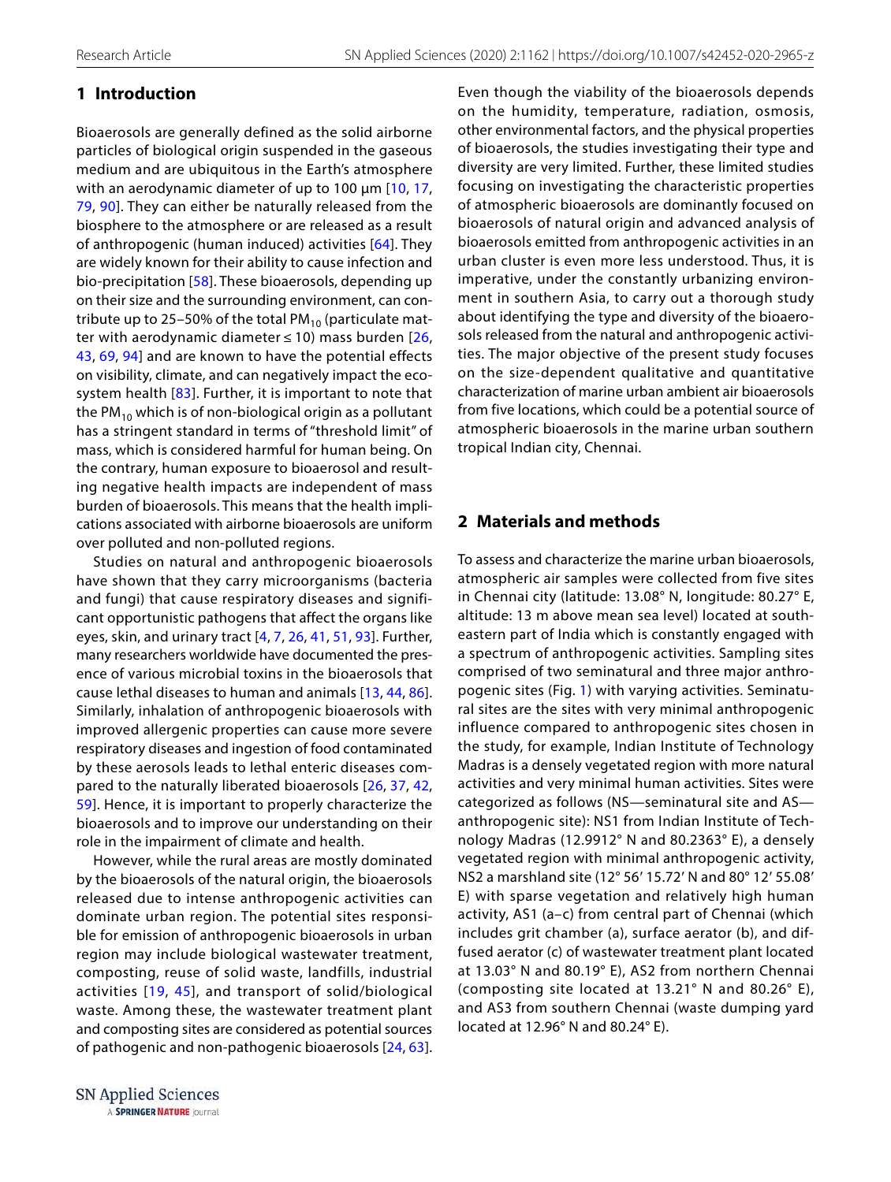## 1 Introduction

Bioaerosols are generally defined as the solid airborne particles of biological origin suspended in the gaseous medium and are ubiquitous in the Earth's atmosphere with an aerodynamic diameter of up to 100 µm [10, 17, 79, 90]. They can either be naturally released from the biosphere to the atmosphere or are released as a result of anthropogenic (human induced) activities [64]. They are widely known for their ability to cause infection and bio-precipitation [58]. These bioaerosols, depending up on their size and the surrounding environment, can contribute up to 25–50% of the total $PM_{10}$ (particulate matter with aerodynamic diameter ≤ 10) mass burden [26, 43, 69, 94] and are known to have the potential effects on visibility, climate, and can negatively impact the ecosystem health [83]. Further, it is important to note that the $PM_{10}$ which is of non-biological origin as a pollutant has a stringent standard in terms of "threshold limit" of mass, which is considered harmful for human being. On the contrary, human exposure to bioaerosol and resulting negative health impacts are independent of mass burden of bioaerosols. This means that the health implications associated with airborne bioaerosols are uniform over polluted and non-polluted regions.

Studies on natural and anthropogenic bioaerosols have shown that they carry microorganisms (bacteria and fungi) that cause respiratory diseases and significant opportunistic pathogens that affect the organs like eyes, skin, and urinary tract [4, 7, 26, 41, 51, 93]. Further, many researchers worldwide have documented the presence of various microbial toxins in the bioaerosols that cause lethal diseases to human and animals [13, 44, 86]. Similarly, inhalation of anthropogenic bioaerosols with improved allergenic properties can cause more severe respiratory diseases and ingestion of food contaminated by these aerosols leads to lethal enteric diseases compared to the naturally liberated bioaerosols [26, 37, 42, 59]. Hence, it is important to properly characterize the bioaerosols and to improve our understanding on their role in the impairment of climate and health.

However, while the rural areas are mostly dominated by the bioaerosols of the natural origin, the bioaerosols released due to intense anthropogenic activities can dominate urban region. The potential sites responsible for emission of anthropogenic bioaerosols in urban region may include biological wastewater treatment, composting, reuse of solid waste, landfills, industrial activities [19, 45], and transport of solid/biological waste. Among these, the wastewater treatment plant and composting sites are considered as potential sources of pathogenic and non-pathogenic bioaerosols [24, 63]. Even though the viability of the bioaerosols depends on the humidity, temperature, radiation, osmosis, other environmental factors, and the physical properties of bioaerosols, the studies investigating their type and diversity are very limited. Further, these limited studies focusing on investigating the characteristic properties of atmospheric bioaerosols are dominantly focused on bioaerosols of natural origin and advanced analysis of bioaerosols emitted from anthropogenic activities in an urban cluster is even more less understood. Thus, it is imperative, under the constantly urbanizing environment in southern Asia, to carry out a thorough study about identifying the type and diversity of the bioaerosols released from the natural and anthropogenic activities. The major objective of the present study focuses on the size-dependent qualitative and quantitative characterization of marine urban ambient air bioaerosols from five locations, which could be a potential source of atmospheric bioaerosols in the marine urban southern tropical Indian city, Chennai.

## 2 Materials and methods

To assess and characterize the marine urban bioaerosols, atmospheric air samples were collected from five sites in Chennai city (latitude: 13.08° N, longitude: 80.27° E, altitude: 13 m above mean sea level) located at south-eastern part of India which is constantly engaged with a spectrum of anthropogenic activities. Sampling sites comprised of two seminatural and three major anthropogenic sites (Fig. 1) with varying activities. Seminatural sites are the sites with very minimal anthropogenic influence compared to anthropogenic sites chosen in the study, for example, Indian Institute of Technology Madras is a densely vegetated region with more natural activities and very minimal human activities. Sites were categorized as follows (NS—seminatural site and AS—anthropogenic site): NS1 from Indian Institute of Technology Madras (12.9912° N and 80.2363° E), a densely vegetated region with minimal anthropogenic activity, NS2 a marshland site (12° 56′ 15.72′ N and 80° 12′ 55.08′ E) with sparse vegetation and relatively high human activity, AS1 (a–c) from central part of Chennai (which includes grit chamber (a), surface aerator (b), and diffused aerator (c) of wastewater treatment plant located at 13.03° N and 80.19° E), AS2 from northern Chennai (composting site located at 13.21° N and 80.26° E), and AS3 from southern Chennai (waste dumping yard located at 12.96° N and 80.24° E).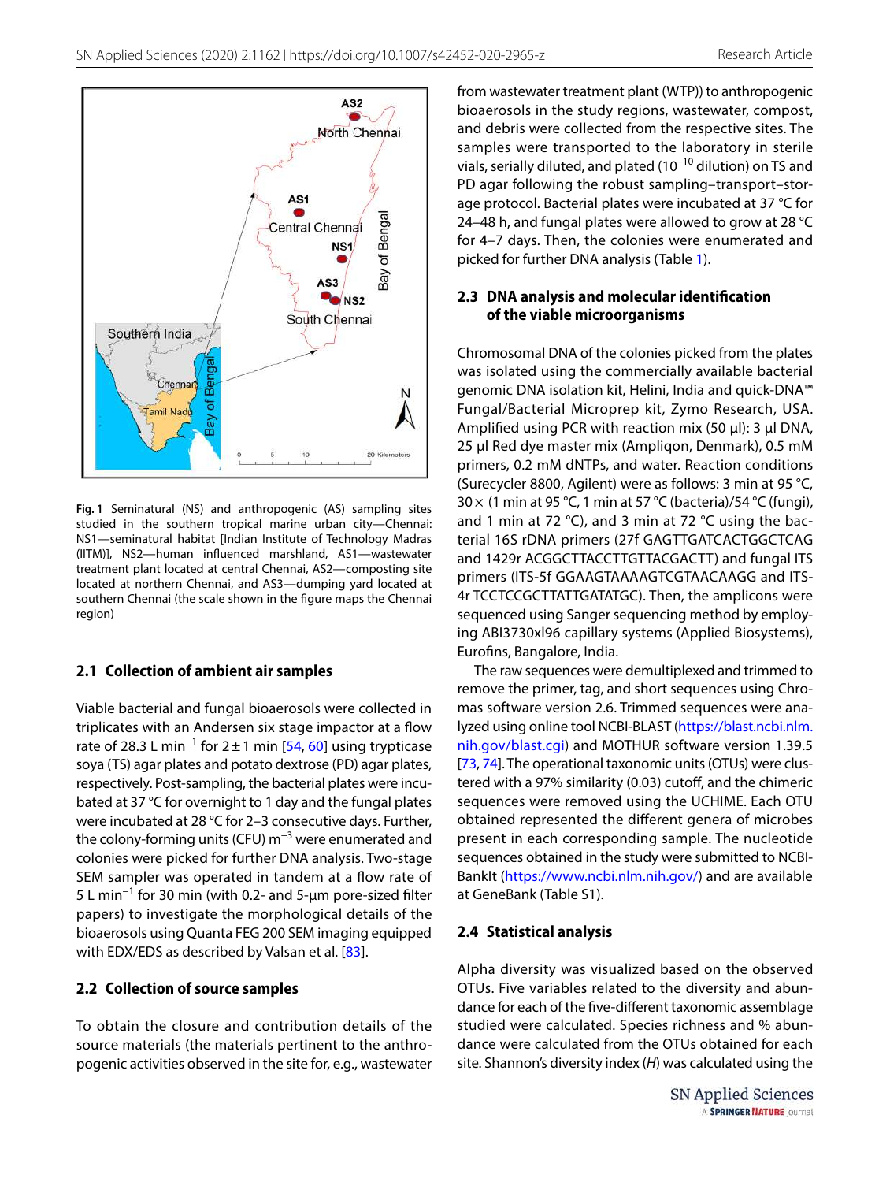Fig. 1 Seminatural (NS) and anthropogenic (AS) sampling sites studied in the southern tropical marine urban city—Chennai: NS1—seminatural habitat [Indian Institute of Technology Madras (IITM)], NS2—human influenced marshland, AS1—wastewater treatment plant located at central Chennai, AS2—composting site located at northern Chennai, and AS3—dumping yard located at southern Chennai (the scale shown in the figure maps the Chennai region)

### 2.1 Collection of ambient air samples

Viable bacterial and fungal bioaerosols were collected in triplicates with an Andersen six stage impactor at a flow rate of 28.3 L min$^{-1}$ for 2 ± 1 min [54, 60] using trypticase soya (TS) agar plates and potato dextrose (PD) agar plates, respectively. Post-sampling, the bacterial plates were incubated at 37 °C for overnight to 1 day and the fungal plates were incubated at 28 °C for 2–3 consecutive days. Further, the colony-forming units (CFU) m$^{-3}$ were enumerated and colonies were picked for further DNA analysis. Two-stage SEM sampler was operated in tandem at a flow rate of 5 L min$^{-1}$ for 30 min (with 0.2- and 5-µm pore-sized filter papers) to investigate the morphological details of the bioaerosols using Quanta FEG 200 SEM imaging equipped with EDX/EDS as described by Valsan et al. [83].

### 2.2 Collection of source samples

To obtain the closure and contribution details of the source materials (the materials pertinent to the anthropogenic activities observed in the site for, e.g., wastewater from wastewater treatment plant (WTP)) to anthropogenic bioaerosols in the study regions, wastewater, compost, and debris were collected from the respective sites. The samples were transported to the laboratory in sterile vials, serially diluted, and plated (10$^{-10}$ dilution) on TS and PD agar following the robust sampling–transport–storage protocol. Bacterial plates were incubated at 37 °C for 24–48 h, and fungal plates were allowed to grow at 28 °C for 4–7 days. Then, the colonies were enumerated and picked for further DNA analysis (Table 1).

### 2.3 DNA analysis and molecular identification of the viable microorganisms

Chromosomal DNA of the colonies picked from the plates was isolated using the commercially available bacterial genomic DNA isolation kit, Helini, India and quick-DNA™ Fungal/Bacterial Microprep kit, Zymo Research, USA. Amplified using PCR with reaction mix (50 µl): 3 µl DNA, 25 µl Red dye master mix (Ampliqon, Denmark), 0.5 mM primers, 0.2 mM dNTPs, and water. Reaction conditions (Surecycler 8800, Agilent) were as follows: 3 min at 95 °C, 30× (1 min at 95 °C, 1 min at 57 °C (bacteria)/54 °C (fungi), and 1 min at 72 °C), and 3 min at 72 °C using the bacterial 16S rDNA primers (27f GAGTTGATCACTGGCTCAG and 1429r ACGGCTTACCTTGTTACGACTT) and fungal ITS primers (ITS-5f GGAAGTAAAAGTCGTAACAAGG and ITS-4r TCCTCCGCTTATTGATATGC). Then, the amplicons were sequenced using Sanger sequencing method by employing ABI3730xl96 capillary systems (Applied Biosystems), Eurofins, Bangalore, India.

The raw sequences were demultiplexed and trimmed to remove the primer, tag, and short sequences using Chromas software version 2.6. Trimmed sequences were analyzed using online tool NCBI-BLAST (https://blast.ncbi.nlm.nih.gov/blast.cgi) and MOTHUR software version 1.39.5 [73, 74]. The operational taxonomic units (OTUs) were clustered with a 97% similarity (0.03) cutoff, and the chimeric sequences were removed using the UCHIME. Each OTU obtained represented the different genera of microbes present in each corresponding sample. The nucleotide sequences obtained in the study were submitted to NCBI-BankIt (https://www.ncbi.nlm.nih.gov/) and are available at GeneBank (Table S1).

### 2.4 Statistical analysis

Alpha diversity was visualized based on the observed OTUs. Five variables related to the diversity and abundance for each of the five-different taxonomic assemblage studied were calculated. Species richness and % abundance were calculated from the OTUs obtained for each site. Shannon's diversity index (*H*) was calculated using the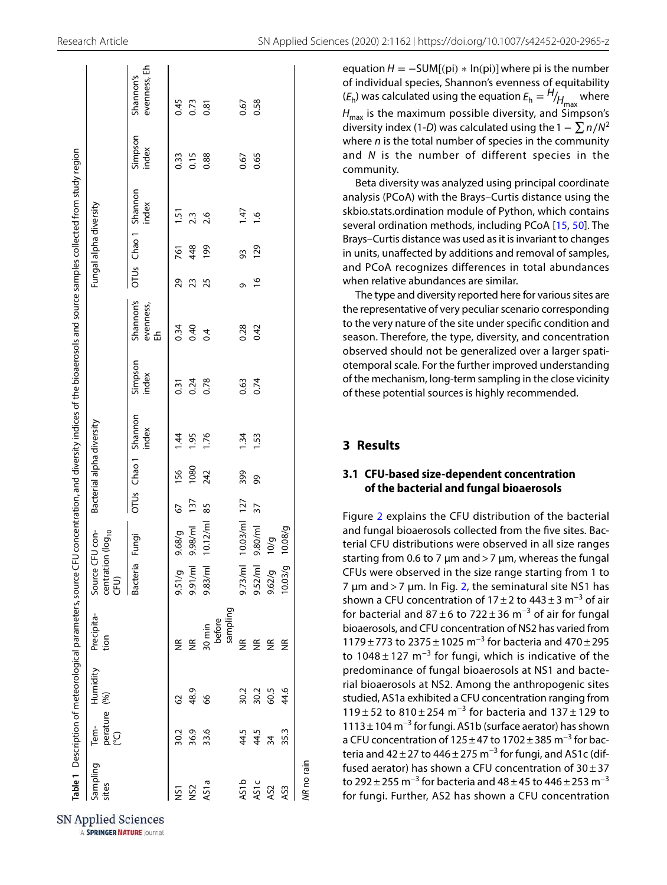**Table 1** Description of meteorological parameters, source CFU concentration, and diversity indices of the bioaerosols and source samples collected from study region

| Sampling sites | Tem-perature (°C) | Humidity (%) | Precipita-tion | Source CFU concentration ($log_{10}$ CFU) | | Bacterial alpha diversity | | | | | Fungal alpha diversity | | | | |
|---|---|---|---|---|---|---|---|---|---|---|---|---|---|---|---|
| | | | | Bacteria | Fungi | OTUs | Chao 1 | Shannon index | Simpson index | Shannon's evenness, Eh | OTUs | Chao 1 | Shannon index | Simpson index | Shannon's evenness, Eh |
| NS1 | 30.2 | 62 | NR | 9.51/g | 9.68/g | 67 | 156 | 1.44 | 0.31 | 0.34 | 29 | 761 | 1.51 | 0.33 | 0.45 |
| NS2 | 36.9 | 48.9 | NR | 9.91/ml | 9.98/ml | 137 | 1080 | 1.95 | 0.24 | 0.40 | 23 | 448 | 2.3 | 0.15 | 0.73 |
| AS1a | 33.6 | 66 | 30 min before sampling | 9.83/ml | 10.12/ml | 85 | 242 | 1.76 | 0.78 | 0.4 | 25 | 199 | 2.6 | 0.88 | 0.81 |
| AS1b | 44.5 | 30.2 | NR | 9.73/ml | 10.03/ml | 127 | 399 | 1.34 | 0.63 | 0.28 | 9 | 93 | 1.47 | 0.67 | 0.67 |
| AS1c | 44.5 | 30.2 | NR | 9.52/ml | 9.80/ml | 37 | 99 | 1.53 | 0.74 | 0.42 | 16 | 129 | 1.6 | 0.65 | 0.58 |
| AS2 | 34 | 60.5 | NR | 9.62/g | 10/g | | | | | | | | | | |
| AS3 | 35.3 | 44.6 | NR | 10.03/g | 10.08/g | | | | | | | | | | |

*NR* no rain

equation $H = -\text{SUM}[(\text{pi}) * \ln(\text{pi})]$ where pi is the number of individual species, Shannon's evenness of equitability ($E_h$) was calculated using the equation $E_h = {}^{H}/_{H_{max}}$ where $H_{max}$ is the maximum possible diversity, and Simpson's diversity index (1-*D*) was calculated using the $1 - \sum n/N^2$ where *n* is the total number of species in the community and *N* is the number of different species in the community.

Beta diversity was analyzed using principal coordinate analysis (PCoA) with the Brays–Curtis distance using the skbio.stats.ordination module of Python, which contains several ordination methods, including PCoA [15, 50]. The Brays–Curtis distance was used as it is invariant to changes in units, unaffected by additions and removal of samples, and PCoA recognizes differences in total abundances when relative abundances are similar.

The type and diversity reported here for various sites are the representative of very peculiar scenario corresponding to the very nature of the site under specific condition and season. Therefore, the type, diversity, and concentration observed should not be generalized over a larger spatiotemporal scale. For the further improved understanding of the mechanism, long-term sampling in the close vicinity of these potential sources is highly recommended.

## 3 Results

### 3.1 CFU-based size-dependent concentration of the bacterial and fungal bioaerosols

Figure 2 explains the CFU distribution of the bacterial and fungal bioaerosols collected from the five sites. Bacterial CFU distributions were observed in all size ranges starting from 0.6 to 7 µm and > 7 µm, whereas the fungal CFUs were observed in the size range starting from 1 to 7 µm and > 7 µm. In Fig. 2, the seminatural site NS1 has shown a CFU concentration of 17 ± 2 to 443 ± 3 $m^{-3}$ of air for bacterial and 87 ± 6 to 722 ± 36 $m^{-3}$ of air for fungal bioaerosols, and CFU concentration of NS2 has varied from 1179 ± 773 to 2375 ± 1025 $m^{-3}$ for bacteria and 470 ± 295 to 1048 ± 127 $m^{-3}$ for fungi, which is indicative of the predominance of fungal bioaerosols at NS1 and bacterial bioaerosols at NS2. Among the anthropogenic sites studied, AS1a exhibited a CFU concentration ranging from 119 ± 52 to 810 ± 254 $m^{-3}$ for bacteria and 137 ± 129 to 1113 ± 104 $m^{-3}$ for fungi. AS1b (surface aerator) has shown a CFU concentration of 125 ± 47 to 1702 ± 385 $m^{-3}$ for bacteria and 42 ± 27 to 446 ± 275 $m^{-3}$ for fungi, and AS1c (diffused aerator) has shown a CFU concentration of 30 ± 37 to 292 ± 255 $m^{-3}$ for bacteria and 48 ± 45 to 446 ± 253 $m^{-3}$ for fungi. Further, AS2 has shown a CFU concentration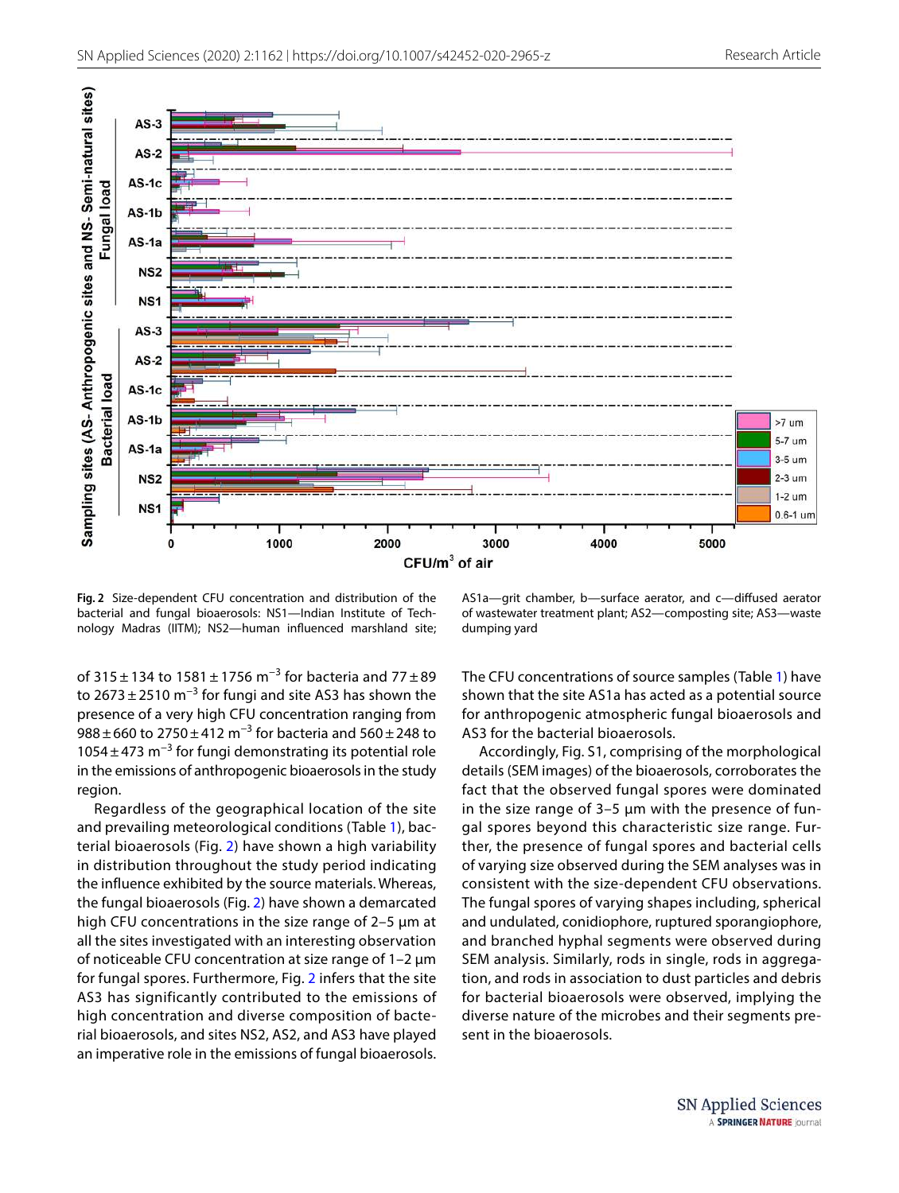**Fig. 2** Size-dependent CFU concentration and distribution of the bacterial and fungal bioaerosols: NS1—Indian Institute of Technology Madras (IITM); NS2—human influenced marshland site; AS1a—grit chamber, b—surface aerator, and c—diffused aerator of wastewater treatment plant; AS2—composting site; AS3—waste dumping yard

of 315 ± 134 to 1581 ± 1756 $m^{-3}$ for bacteria and 77 ± 89 to 2673 ± 2510 $m^{-3}$ for fungi and site AS3 has shown the presence of a very high CFU concentration ranging from 988 ± 660 to 2750 ± 412 $m^{-3}$ for bacteria and 560 ± 248 to 1054 ± 473 $m^{-3}$ for fungi demonstrating its potential role in the emissions of anthropogenic bioaerosols in the study region.

Regardless of the geographical location of the site and prevailing meteorological conditions (Table 1), bacterial bioaerosols (Fig. 2) have shown a high variability in distribution throughout the study period indicating the influence exhibited by the source materials. Whereas, the fungal bioaerosols (Fig. 2) have shown a demarcated high CFU concentrations in the size range of 2–5 µm at all the sites investigated with an interesting observation of noticeable CFU concentration at size range of 1–2 µm for fungal spores. Furthermore, Fig. 2 infers that the site AS3 has significantly contributed to the emissions of high concentration and diverse composition of bacterial bioaerosols, and sites NS2, AS2, and AS3 have played an imperative role in the emissions of fungal bioaerosols.

The CFU concentrations of source samples (Table 1) have shown that the site AS1a has acted as a potential source for anthropogenic atmospheric fungal bioaerosols and AS3 for the bacterial bioaerosols.

Accordingly, Fig. S1, comprising of the morphological details (SEM images) of the bioaerosols, corroborates the fact that the observed fungal spores were dominated in the size range of 3–5 µm with the presence of fungal spores beyond this characteristic size range. Further, the presence of fungal spores and bacterial cells of varying size observed during the SEM analyses was in consistent with the size-dependent CFU observations. The fungal spores of varying shapes including, spherical and undulated, conidiophore, ruptured sporangiophore, and branched hyphal segments were observed during SEM analysis. Similarly, rods in single, rods in aggregation, and rods in association to dust particles and debris for bacterial bioaerosols were observed, implying the diverse nature of the microbes and their segments present in the bioaerosols.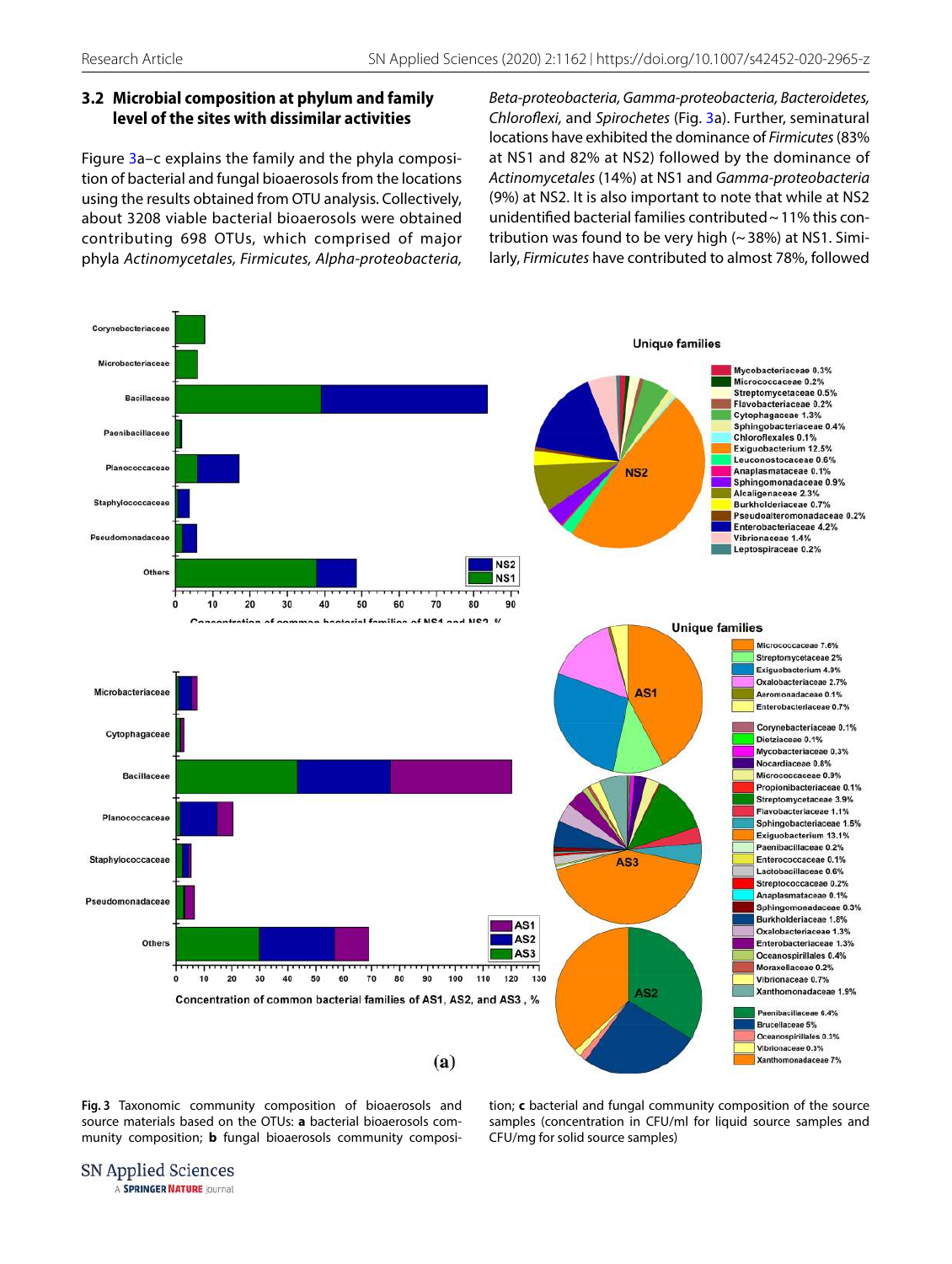### 3.2 Microbial composition at phylum and family level of the sites with dissimilar activities

Figure 3a–c explains the family and the phyla composition of bacterial and fungal bioaerosols from the locations using the results obtained from OTU analysis. Collectively, about 3208 viable bacterial bioaerosols were obtained contributing 698 OTUs, which comprised of major phyla *Actinomycetales, Firmicutes, Alpha-proteobacteria, Beta-proteobacteria, Gamma-proteobacteria, Bacteroidetes, Chloroflexi,* and *Spirochetes* (Fig. 3a). Further, seminatural locations have exhibited the dominance of *Firmicutes* (83% at NS1 and 82% at NS2) followed by the dominance of *Actinomycetales* (14%) at NS1 and *Gamma-proteobacteria* (9%) at NS2. It is also important to note that while at NS2 unidentified bacterial families contributed ~ 11% this contribution was found to be very high (~ 38%) at NS1. Similarly, *Firmicutes* have contributed to almost 78%, followed

**Fig. 3** Taxonomic community composition of bioaerosols and source materials based on the OTUs: **a** bacterial bioaerosols community composition; **b** fungal bioaerosols community composition; **c** bacterial and fungal community composition of the source samples (concentration in CFU/ml for liquid source samples and CFU/mg for solid source samples)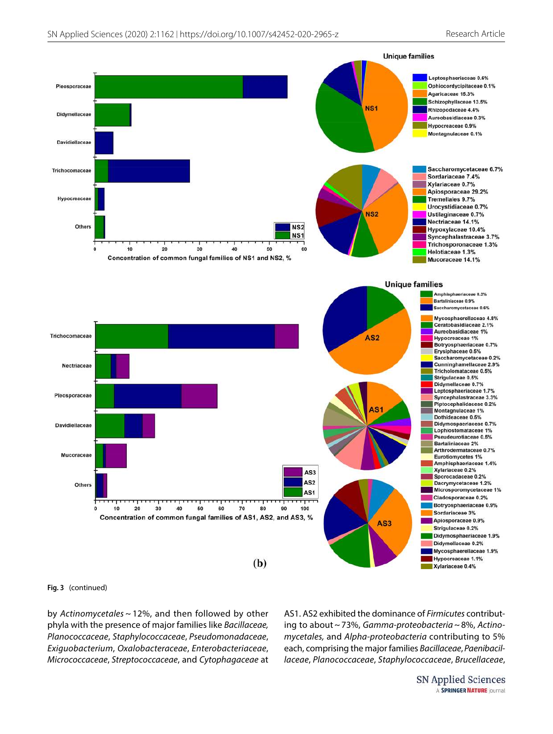Fig. 3 (continued)

by *Actinomycetales* ~ 12%, and then followed by other phyla with the presence of major families like *Bacillaceae, Planococcaceae*, *Staphylococcaceae*, *Pseudomonadaceae*, *Exiguobacterium*, *Oxalobacteraceae*, *Enterobacteriaceae*, *Micrococcaceae*, *Streptococcaceae*, and *Cytophagaceae* at AS1. AS2 exhibited the dominance of *Firmicutes* contributing to about ~ 73%, *Gamma-proteobacteria* ~ 8%, *Actinomycetales,* and *Alpha-proteobacteria* contributing to 5% each, comprising the major families *Bacillaceae*, *Paenibacillaceae*, *Planococcaceae*, *Staphylococcaceae*, *Brucellaceae*,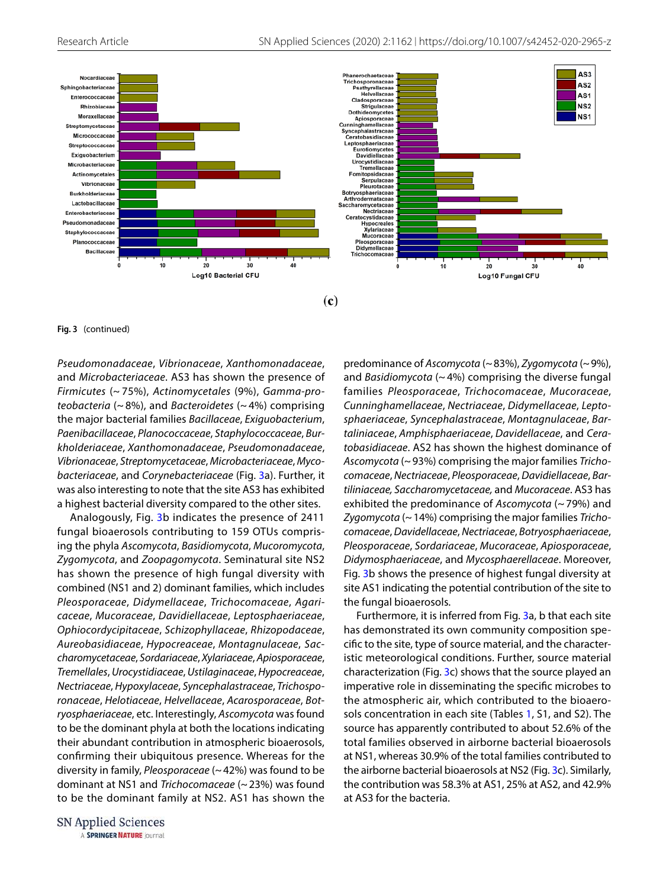**(c)**

**Fig. 3** (continued)

*Pseudomonadaceae*, *Vibrionaceae*, *Xanthomonadaceae*, and *Microbacteriaceae*. AS3 has shown the presence of *Firmicutes* (~ 75%), *Actinomycetales* (9%), *Gamma-proteobacteria* (~ 8%), and *Bacteroidetes* (~ 4%) comprising the major bacterial families *Bacillaceae*, *Exiguobacterium*, *Paenibacillaceae*, *Planococcaceae*, *Staphylococcaceae*, *Burkholderiaceae*, *Xanthomonadaceae*, *Pseudomonadaceae*, *Vibrionaceae*, *Streptomycetaceae*, *Microbacteriaceae*, *Mycobacteriaceae*, and *Corynebacteriaceae* (Fig. 3a). Further, it was also interesting to note that the site AS3 has exhibited a highest bacterial diversity compared to the other sites.

Analogously, Fig. 3b indicates the presence of 2411 fungal bioaerosols contributing to 159 OTUs comprising the phyla *Ascomycota*, *Basidiomycota*, *Mucoromycota*, *Zygomycota*, and *Zoopagomycota*. Seminatural site NS2 has shown the presence of high fungal diversity with combined (NS1 and 2) dominant families, which includes *Pleosporaceae*, *Didymellaceae*, *Trichocomaceae*, *Agaricaceae*, *Mucoraceae*, *Davidiellaceae*, *Leptosphaeriaceae*, *Ophiocordycipitaceae*, *Schizophyllaceae*, *Rhizopodaceae*, *Aureobasidiaceae*, *Hypocreaceae*, *Montagnulaceae*, *Saccharomycetaceae*, *Sordariaceae*, *Xylariaceae*, *Apiosporaceae*, *Tremellales*, *Urocystidiaceae*, *Ustilaginaceae*, *Hypocreaceae*, *Nectriaceae*, *Hypoxylaceae*, *Syncephalastraceae*, *Trichosporonaceae*, *Helotiaceae*, *Helvellaceae*, *Acarosporaceae*, *Botryosphaeriaceae*, etc. Interestingly, *Ascomycota* was found to be the dominant phyla at both the locations indicating their abundant contribution in atmospheric bioaerosols, confirming their ubiquitous presence. Whereas for the diversity in family, *Pleosporaceae* (~ 42%) was found to be dominant at NS1 and *Trichocomaceae* (~ 23%) was found to be the dominant family at NS2. AS1 has shown the predominance of *Ascomycota* (~ 83%), *Zygomycota* (~ 9%), and *Basidiomycota* (~ 4%) comprising the diverse fungal families *Pleosporaceae*, *Trichocomaceae*, *Mucoraceae*, *Cunninghamellaceae*, *Nectriaceae*, *Didymellaceae*, *Leptosphaeriaceae*, *Syncephalastraceae*, *Montagnulaceae*, *Bartaliniaceae*, *Amphisphaeriaceae*, *Davidellaceae*, and *Ceratobasidiaceae*. AS2 has shown the highest dominance of *Ascomycota* (~ 93%) comprising the major families *Trichocomaceae*, *Nectriaceae*, *Pleosporaceae*, *Davidiellaceae*, *Bartiliniaceae, Saccharomycetaceae,* and *Mucoraceae*. AS3 has exhibited the predominance of *Ascomycota* (~ 79%) and *Zygomycota* (~ 14%) comprising the major families *Trichocomaceae*, *Davidellaceae*, *Nectriaceae*, *Botryosphaeriaceae*, *Pleosporaceae*, *Sordariaceae*, *Mucoraceae*, *Apiosporaceae*, *Didymosphaeriaceae*, and *Mycosphaerellaceae*. Moreover, Fig. 3b shows the presence of highest fungal diversity at site AS1 indicating the potential contribution of the site to the fungal bioaerosols.

Furthermore, it is inferred from Fig. 3a, b that each site has demonstrated its own community composition specific to the site, type of source material, and the characteristic meteorological conditions. Further, source material characterization (Fig. 3c) shows that the source played an imperative role in disseminating the specific microbes to the atmospheric air, which contributed to the bioaerosols concentration in each site (Tables 1, S1, and S2). The source has apparently contributed to about 52.6% of the total families observed in airborne bacterial bioaerosols at NS1, whereas 30.9% of the total families contributed to the airborne bacterial bioaerosols at NS2 (Fig. 3c). Similarly, the contribution was 58.3% at AS1, 25% at AS2, and 42.9% at AS3 for the bacteria.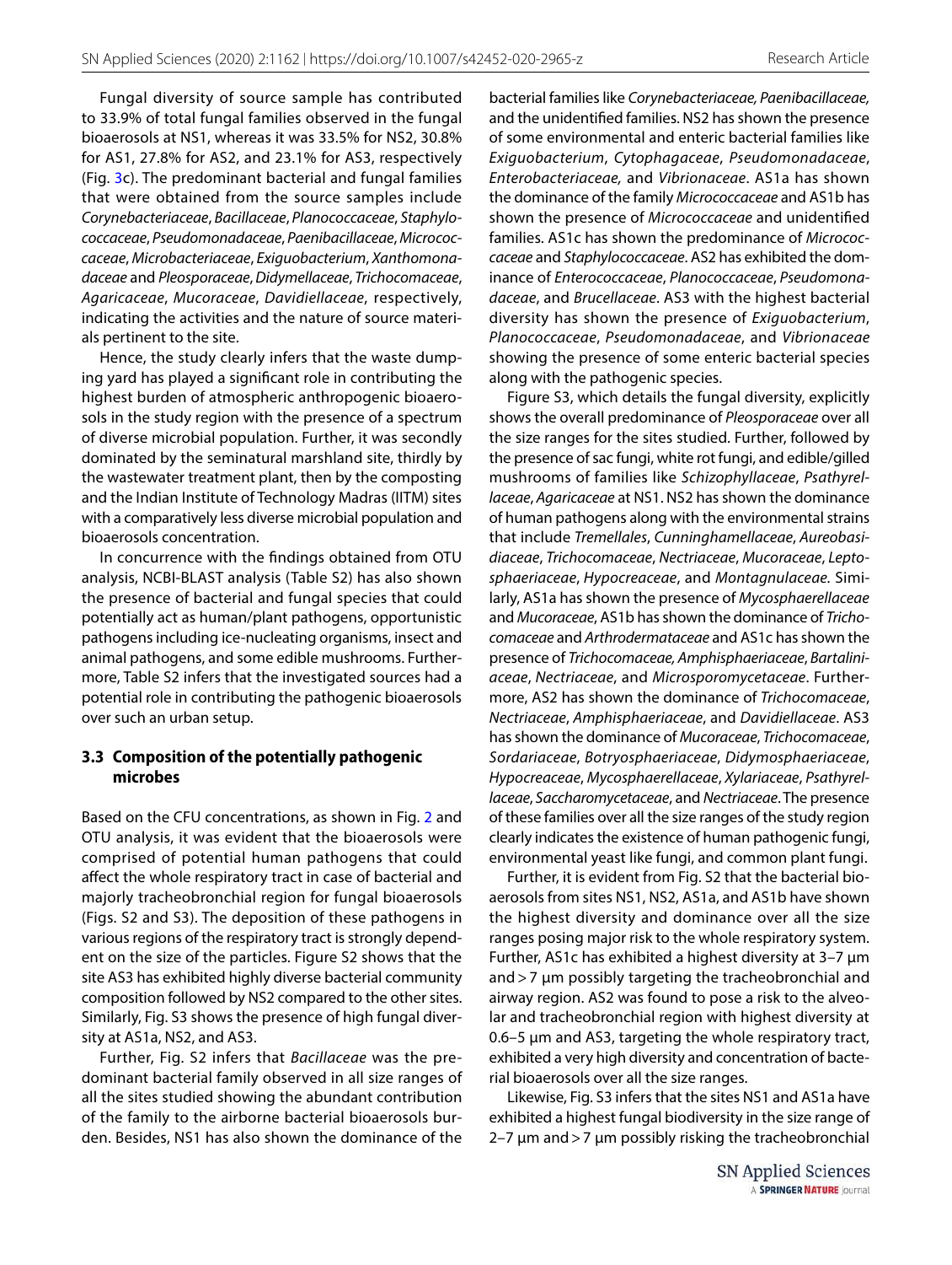Fungal diversity of source sample has contributed to 33.9% of total fungal families observed in the fungal bioaerosols at NS1, whereas it was 33.5% for NS2, 30.8% for AS1, 27.8% for AS2, and 23.1% for AS3, respectively (Fig. 3c). The predominant bacterial and fungal families that were obtained from the source samples include *Corynebacteriaceae*, *Bacillaceae*, *Planococcaceae*, *Staphylococcaceae*, *Pseudomonadaceae*, *Paenibacillaceae*, *Micrococcaceae*, *Microbacteriaceae*, *Exiguobacterium*, *Xanthomonadaceae* and *Pleosporaceae*, *Didymellaceae*, *Trichocomaceae*, *Agaricaceae*, *Mucoraceae*, *Davidiellaceae*, respectively, indicating the activities and the nature of source materials pertinent to the site.

Hence, the study clearly infers that the waste dumping yard has played a significant role in contributing the highest burden of atmospheric anthropogenic bioaerosols in the study region with the presence of a spectrum of diverse microbial population. Further, it was secondly dominated by the seminatural marshland site, thirdly by the wastewater treatment plant, then by the composting and the Indian Institute of Technology Madras (IITM) sites with a comparatively less diverse microbial population and bioaerosols concentration.

In concurrence with the findings obtained from OTU analysis, NCBI-BLAST analysis (Table S2) has also shown the presence of bacterial and fungal species that could potentially act as human/plant pathogens, opportunistic pathogens including ice-nucleating organisms, insect and animal pathogens, and some edible mushrooms. Furthermore, Table S2 infers that the investigated sources had a potential role in contributing the pathogenic bioaerosols over such an urban setup.

### 3.3 Composition of the potentially pathogenic microbes

Based on the CFU concentrations, as shown in Fig. 2 and OTU analysis, it was evident that the bioaerosols were comprised of potential human pathogens that could affect the whole respiratory tract in case of bacterial and majorly tracheobronchial region for fungal bioaerosols (Figs. S2 and S3). The deposition of these pathogens in various regions of the respiratory tract is strongly dependent on the size of the particles. Figure S2 shows that the site AS3 has exhibited highly diverse bacterial community composition followed by NS2 compared to the other sites. Similarly, Fig. S3 shows the presence of high fungal diversity at AS1a, NS2, and AS3.

Further, Fig. S2 infers that *Bacillaceae* was the predominant bacterial family observed in all size ranges of all the sites studied showing the abundant contribution of the family to the airborne bacterial bioaerosols burden. Besides, NS1 has also shown the dominance of the bacterial families like *Corynebacteriaceae, Paenibacillaceae,* and the unidentified families. NS2 has shown the presence of some environmental and enteric bacterial families like *Exiguobacterium*, *Cytophagaceae*, *Pseudomonadaceae*, *Enterobacteriaceae,* and *Vibrionaceae*. AS1a has shown the dominance of the family *Micrococcaceae* and AS1b has shown the presence of *Micrococcaceae* and unidentified families. AS1c has shown the predominance of *Micrococcaceae* and *Staphylococcaceae*. AS2 has exhibited the dominance of *Enterococcaceae*, *Planococcaceae*, *Pseudomonadaceae*, and *Brucellaceae*. AS3 with the highest bacterial diversity has shown the presence of *Exiguobacterium*, *Planococcaceae*, *Pseudomonadaceae*, and *Vibrionaceae* showing the presence of some enteric bacterial species along with the pathogenic species.

Figure S3, which details the fungal diversity, explicitly shows the overall predominance of *Pleosporaceae* over all the size ranges for the sites studied. Further, followed by the presence of sac fungi, white rot fungi, and edible/gilled mushrooms of families like *Schizophyllaceae*, *Psathyrellaceae*, *Agaricaceae* at NS1. NS2 has shown the dominance of human pathogens along with the environmental strains that include *Tremellales*, *Cunninghamellaceae*, *Aureobasidiaceae*, *Trichocomaceae*, *Nectriaceae*, *Mucoraceae*, *Leptosphaeriaceae*, *Hypocreaceae*, and *Montagnulaceae.* Similarly, AS1a has shown the presence of *Mycosphaerellaceae* and *Mucoraceae*, AS1b has shown the dominance of *Trichocomaceae* and *Arthrodermataceae* and AS1c has shown the presence of *Trichocomaceae, Amphisphaeriaceae*, *Bartaliniaceae*, *Nectriaceae*, and *Microsporomycetaceae*. Furthermore, AS2 has shown the dominance of *Trichocomaceae*, *Nectriaceae*, *Amphisphaeriaceae*, and *Davidiellaceae.* AS3 has shown the dominance of *Mucoraceae*, *Trichocomaceae*, *Sordariaceae*, *Botryosphaeriaceae*, *Didymosphaeriaceae*, *Hypocreaceae*, *Mycosphaerellaceae*, *Xylariaceae*, *Psathyrellaceae*, *Saccharomycetaceae*, and *Nectriaceae*. The presence of these families over all the size ranges of the study region clearly indicates the existence of human pathogenic fungi, environmental yeast like fungi, and common plant fungi.

Further, it is evident from Fig. S2 that the bacterial bioaerosols from sites NS1, NS2, AS1a, and AS1b have shown the highest diversity and dominance over all the size ranges posing major risk to the whole respiratory system. Further, AS1c has exhibited a highest diversity at 3–7 µm and > 7 µm possibly targeting the tracheobronchial and airway region. AS2 was found to pose a risk to the alveolar and tracheobronchial region with highest diversity at 0.6–5 µm and AS3, targeting the whole respiratory tract, exhibited a very high diversity and concentration of bacterial bioaerosols over all the size ranges.

Likewise, Fig. S3 infers that the sites NS1 and AS1a have exhibited a highest fungal biodiversity in the size range of 2–7 µm and > 7 µm possibly risking the tracheobronchial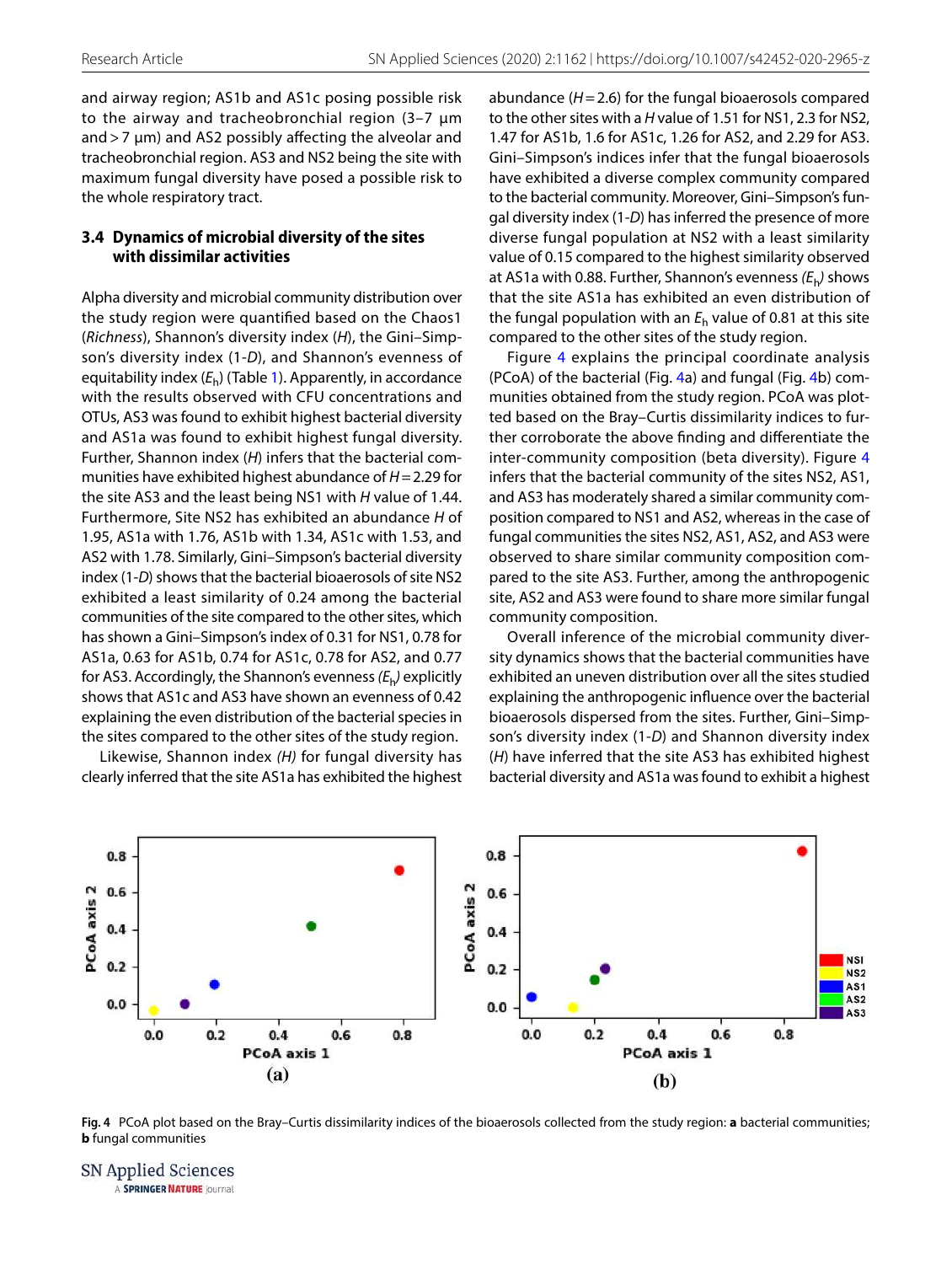and airway region; AS1b and AS1c posing possible risk to the airway and tracheobronchial region (3–7 µm and > 7 µm) and AS2 possibly affecting the alveolar and tracheobronchial region. AS3 and NS2 being the site with maximum fungal diversity have posed a possible risk to the whole respiratory tract.

### 3.4 Dynamics of microbial diversity of the sites with dissimilar activities

Alpha diversity and microbial community distribution over the study region were quantified based on the Chaos1 (*Richness*), Shannon's diversity index (*H*), the Gini–Simpson's diversity index (1-*D*), and Shannon's of equitability index ($E_h$) (Table 1). Apparently, in accordance with the results observed with CFU concentrations and OTUs, AS3 was found to exhibit highest bacterial diversity and AS1a was found to exhibit highest fungal diversity. Further, Shannon index (*H*) infers that the bacterial communities have exhibited highest abundance of $H = 2.29$ for the site AS3 and the least being NS1 with *H* value of 1.44. Furthermore, Site NS2 has exhibited an abundance *H* of 1.95, AS1a with 1.76, AS1b with 1.34, AS1c with 1.53, and AS2 with 1.78. Similarly, Gini–Simpson's bacterial diversity index (1-*D*) shows that the bacterial bioaerosols of site NS2 exhibited a least similarity of 0.24 among the bacterial communities of the site compared to the other sites, which has shown a Gini–Simpson's index of 0.31 for NS1, 0.78 for AS1a, 0.63 for AS1b, 0.74 for AS1c, 0.78 for AS2, and 0.77 for AS3. Accordingly, the Shannon's evenness ($E_h$) explicitly shows that AS1c and AS3 have shown an evenness of 0.42 explaining the even distribution of the bacterial species in the sites compared to the other sites of the study region.

Likewise, Shannon index (*H*) for fungal diversity has clearly inferred that the site AS1a has exhibited the highest abundance ($H = 2.6$) for the fungal bioaerosols compared to the other sites with a *H* value of 1.51 for NS1, 2.3 for NS2, 1.47 for AS1b, 1.6 for AS1c, 1.26 for AS2, and 2.29 for AS3. Gini–Simpson's indices infer that the fungal bioaerosols have exhibited a diverse complex community compared to the bacterial community. Moreover, Gini–Simpson's fungal diversity index (1-*D*) has inferred the presence of more diverse fungal population at NS2 with a least similarity value of 0.15 compared to the highest similarity observed at AS1a with 0.88. Further, Shannon's evenness ($E_h$) shows that the site AS1a has exhibited an even distribution of the fungal population with an $E_h$ value of 0.81 at this site compared to the other sites of the study region.

Figure 4 explains the principal coordinate analysis (PCoA) of the bacterial (Fig. 4a) and fungal (Fig. 4b) communities obtained from the study region. PCoA was plotted based on the Bray–Curtis dissimilarity indices to further corroborate the above finding and differentiate the inter-community composition (beta diversity). Figure 4 infers that the bacterial community of the sites NS2, AS1, and AS3 has moderately shared a similar community composition compared to NS1 and AS2, whereas in the case of fungal communities the sites NS2, AS1, AS2, and AS3 were observed to share similar community composition compared to the site AS3. Further, among the anthropogenic site, AS2 and AS3 were found to share more similar fungal community composition.

Overall inference of the microbial community diversity dynamics shows that the bacterial communities have exhibited an uneven distribution over all the sites studied explaining the anthropogenic influence over the bacterial bioaerosols dispersed from the sites. Further, Gini–Simpson's diversity index (1-*D*) and Shannon diversity index (*H*) have inferred that the site AS3 has exhibited highest bacterial diversity and AS1a was found to exhibit a highest

**Fig. 4** PCoA plot based on the Bray–Curtis dissimilarity indices of the bioaerosols collected from the study region: **a** bacterial communities; **b** fungal communities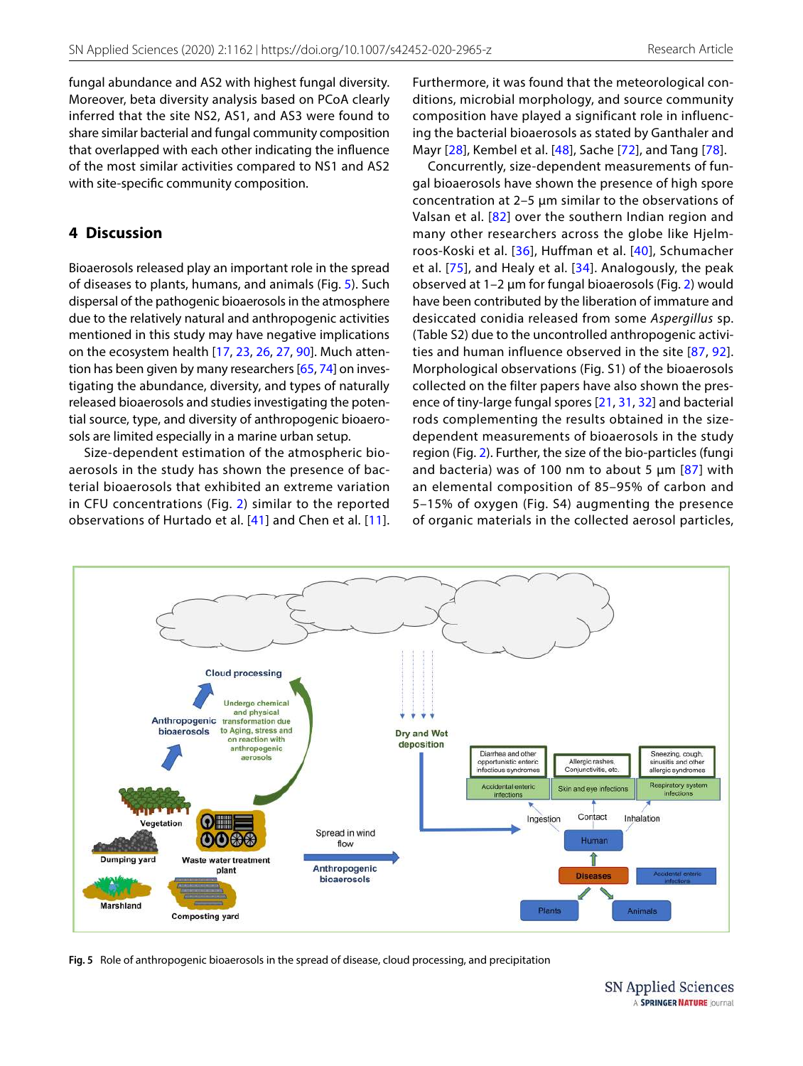fungal abundance and AS2 with highest fungal diversity. Moreover, beta diversity analysis based on PCoA clearly inferred that the site NS2, AS1, and AS3 were found to share similar bacterial and fungal community composition that overlapped with each other indicating the influence of the most similar activities compared to NS1 and AS2 with site-specific community composition.

## 4 Discussion

Bioaerosols released play an important role in the spread of diseases to plants, humans, and animals (Fig. 5). Such dispersal of the pathogenic bioaerosols in the atmosphere due to the relatively natural and anthropogenic activities mentioned in this study may have negative implications on the ecosystem health [17, 23, 26, 27, 90]. Much attention has been given by many researchers [65, 74] on investigating the abundance, diversity, and types of naturally released bioaerosols and studies investigating the potential source, type, and diversity of anthropogenic bioaerosols are limited especially in a marine urban setup.

Size-dependent estimation of the atmospheric bioaerosols in the study has shown the presence of bacterial bioaerosols that exhibited an extreme variation in CFU concentrations (Fig. 2) similar to the reported observations of Hurtado et al. [41] and Chen et al. [11]. Furthermore, it was found that the meteorological conditions, microbial morphology, and source community composition have played a significant role in influencing the bacterial bioaerosols as stated by Ganthaler and Mayr [28], Kembel et al. [48], Sache [72], and Tang [78].

Concurrently, size-dependent measurements of fungal bioaerosols have shown the presence of high spore concentration at 2–5 µm similar to the observations of Valsan et al. [82] over the southern Indian region and many other researchers across the globe like Hjelmroos-Koski et al. [36], Huffman et al. [40], Schumacher et al. [75], and Healy et al. [34]. Analogously, the peak observed at 1–2 µm for fungal bioaerosols (Fig. 2) would have been contributed by the liberation of immature and desiccated conidia released from some *Aspergillus* sp. (Table S2) due to the uncontrolled anthropogenic activities and human influence observed in the site [87, 92]. Morphological observations (Fig. S1) of the bioaerosols collected on the filter papers have also shown the presence of tiny-large fungal spores [21, 31, 32] and bacterial rods complementing the results obtained in the size-dependent measurements of bioaerosols in the study region (Fig. 2). Further, the size of the bio-particles (fungi and bacteria) was of 100 nm to about 5 µm [87] with an elemental composition of 85–95% of carbon and 5–15% of oxygen (Fig. S4) augmenting the presence of organic materials in the collected aerosol particles,

**Fig. 5** Role of anthropogenic bioaerosols in the spread of disease, cloud processing, and precipitation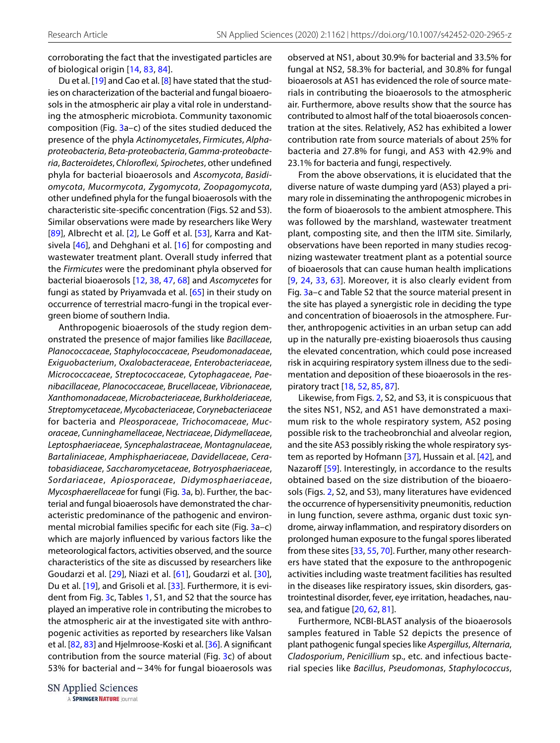corroborating the fact that the investigated particles are of biological origin [14, 83, 84].

Du et al. [19] and Cao et al. [8] have stated that the studies on characterization of the bacterial and fungal bioaerosols in the atmospheric air play a vital role in understanding the atmospheric microbiota. Community taxonomic composition (Fig. 3a–c) of the sites studied deduced the presence of the phyla *Actinomycetales*, *Firmicutes*, *Alpha-proteobacteria*, *Beta-proteobacteria*, *Gamma-proteobacteria*, *Bacteroidetes*, *Chloroflexi, Spirochetes*, other undefined phyla for bacterial bioaerosols and *Ascomycota*, *Basidiomycota*, *Mucormycota*, *Zygomycota*, *Zoopagomycota*, other undefined phyla for the fungal bioaerosols with the characteristic site-specific concentration (Figs. S2 and S3). Similar observations were made by researchers like Wery [89], Albrecht et al. [2], Le Goff et al. [53], Karra and Katsivela [46], and Dehghani et al. [16] for composting and wastewater treatment plant. Overall study inferred that the *Firmicutes* were the predominant phyla observed for bacterial bioaerosols [12, 38, 47, 68] and *Ascomycetes* for fungi as stated by Priyamvada et al. [65] in their study on occurrence of terrestrial macro-fungi in the tropical evergreen biome of southern India.

Anthropogenic bioaerosols of the study region demonstrated the presence of major families like *Bacillaceae*, *Planococcaceae*, *Staphylococcaceae*, *Pseudomonadaceae*, *Exiguobacterium*, *Oxalobacteraceae*, *Enterobacteriaceae*, *Micrococcaceae*, *Streptococcaceae*, *Cytophagaceae*, *Paenibacillaceae*, *Planococcaceae*, *Brucellaceae*, *Vibrionaceae*, *Xanthomonadaceae*, *Microbacteriaceae*, *Burkholderiaceae*, *Streptomycetaceae*, *Mycobacteriaceae*, *Corynebacteriaceae* for bacteria and *Pleosporaceae*, *Trichocomaceae*, *Mucoraceae*, *Cunninghamellaceae*, *Nectriaceae*, *Didymellaceae*, *Leptosphaeriaceae*, *Syncephalastraceae*, *Montagnulaceae*, *Bartaliniaceae*, *Amphisphaeriaceae*, *Davidellaceae*, *Ceratobasidiaceae*, *Saccharomycetaceae*, *Botryosphaeriaceae*, *Sordariaceae*, *Apiosporaceae*, *Didymosphaeriaceae*, *Mycosphaerellaceae* for fungi (Fig. 3a, b). Further, the bacterial and fungal bioaerosols have demonstrated the characteristic predominance of the pathogenic and environmental microbial families specific for each site (Fig. 3a–c) which are majorly influenced by various factors like the meteorological factors, activities observed, and the source characteristics of the site as discussed by researchers like Goudarzi et al. [29], Niazi et al. [61], Goudarzi et al. [30], Du et al. [19], and Grisoli et al. [33]. Furthermore, it is evident from Fig. 3c, Tables 1, S1, and S2 that the source has played an imperative role in contributing the microbes to the atmospheric air at the investigated site with anthropogenic activities as reported by researchers like Valsan et al. [82, 83] and Hjelmroose-Koski et al. [36]. A significant contribution from the source material (Fig. 3c) of about 53% for bacterial and ~ 34% for fungal bioaerosols was observed at NS1, about 30.9% for bacterial and 33.5% for fungal at NS2, 58.3% for bacterial, and 30.8% for fungal bioaerosols at AS1 has evidenced the role of source materials in contributing the bioaerosols to the atmospheric air. Furthermore, above results show that the source has contributed to almost half of the total bioaerosols concentration at the sites. Relatively, AS2 has exhibited a lower contribution rate from source materials of about 25% for bacteria and 27.8% for fungi, and AS3 with 42.9% and 23.1% for bacteria and fungi, respectively.

From the above observations, it is elucidated that the diverse nature of waste dumping yard (AS3) played a primary role in disseminating the anthropogenic microbes in the form of bioaerosols to the ambient atmosphere. This was followed by the marshland, wastewater treatment plant, composting site, and then the IITM site. Similarly, observations have been reported in many studies recognizing wastewater treatment plant as a potential source of bioaerosols that can cause human health implications [9, 24, 33, 63]. Moreover, it is also clearly evident from Fig. 3a–c and Table S2 that the source material present in the site has played a synergistic role in deciding the type and concentration of bioaerosols in the atmosphere. Further, anthropogenic activities in an urban setup can add up in the naturally pre-existing bioaerosols thus causing the elevated concentration, which could pose increased risk in acquiring respiratory system illness due to the sedimentation and deposition of these bioaerosols in the respiratory tract [18, 52, 85, 87].

Likewise, from Figs. 2, S2, and S3, it is conspicuous that the sites NS1, NS2, and AS1 have demonstrated a maximum risk to the whole respiratory system, AS2 posing possible risk to the tracheobronchial and alveolar region, and the site AS3 possibly risking the whole respiratory system as reported by Hofmann [37], Hussain et al. [42], and Nazaroff [59]. Interestingly, in accordance to the results obtained based on the size distribution of the bioaerosols (Figs. 2, S2, and S3), many literatures have evidenced the occurrence of hypersensitivity pneumonitis, reduction in lung function, severe asthma, organic dust toxic syndrome, airway inflammation, and respiratory disorders on prolonged human exposure to the fungal spores liberated from these sites [33, 55, 70]. Further, many other researchers have stated that the exposure to the anthropogenic activities including waste treatment facilities has resulted in the diseases like respiratory issues, skin disorders, gastrointestinal disorder, fever, eye irritation, headaches, nausea, and fatigue [20, 62, 81].

Furthermore, NCBI-BLAST analysis of the bioaerosols samples featured in Table S2 depicts the presence of plant pathogenic fungal species like *Aspergillus*, *Alternaria*, *Cladosporium*, *Penicillium* sp., etc. and infectious bacterial species like *Bacillus*, *Pseudomonas*, *Staphylococcus*,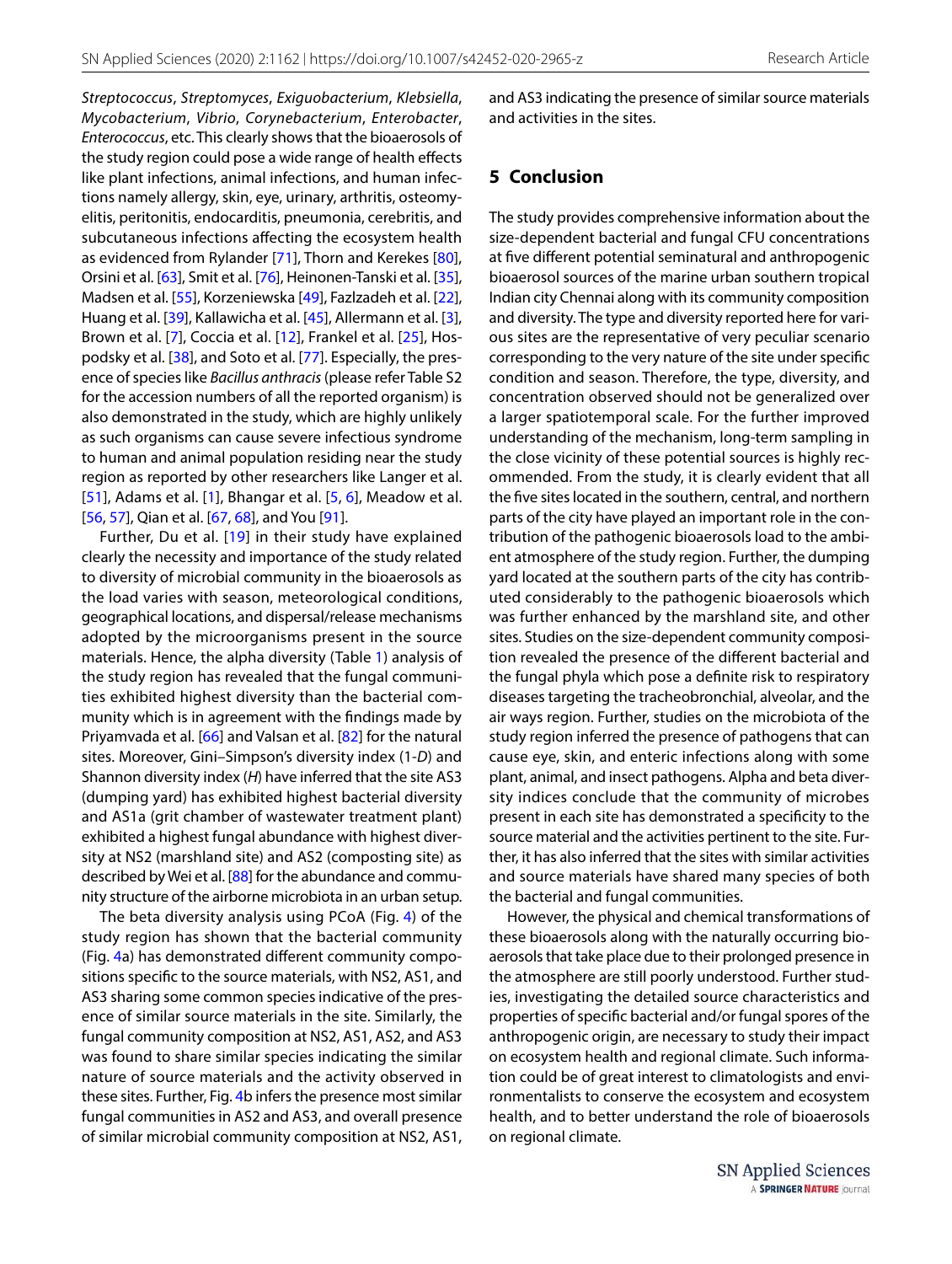*Streptococcus*, *Streptomyces*, *Exiguobacterium*, *Klebsiella*, *Mycobacterium*, *Vibrio*, *Corynebacterium*, *Enterobacter*, *Enterococcus*, etc. This clearly shows that the bioaerosols of the study region could pose a wide range of health effects like plant infections, animal infections, and human infections namely allergy, skin, eye, urinary, arthritis, osteomyelitis, peritonitis, endocarditis, pneumonia, cerebritis, and subcutaneous infections affecting the ecosystem health as evidenced from Rylander [71], Thorn and Kerekes [80], Orsini et al. [63], Smit et al. [76], Heinonen-Tanski et al. [35], Madsen et al. [55], Korzeniewska [49], Fazlzadeh et al. [22], Huang et al. [39], Kallawicha et al. [45], Allermann et al. [3], Brown et al. [7], Coccia et al. [12], Frankel et al. [25], Hospodsky et al. [38], and Soto et al. [77]. Especially, the presence of species like *Bacillus anthracis* (please refer Table S2 for the accession numbers of all the reported organism) is also demonstrated in the study, which are highly unlikely as such organisms can cause severe infectious syndrome to human and animal population residing near the study region as reported by other researchers like Langer et al. [51], Adams et al. [1], Bhangar et al. [5, 6], Meadow et al. [56, 57], Qian et al. [67, 68], and You [91].

Further, Du et al. [19] in their study have explained clearly the necessity and importance of the study related to diversity of microbial community in the bioaerosols as the load varies with season, meteorological conditions, geographical locations, and dispersal/release mechanisms adopted by the microorganisms present in the source materials. Hence, the alpha diversity (Table 1) analysis of the study region has revealed that the fungal communities exhibited highest diversity than the bacterial community which is in agreement with the findings made by Priyamvada et al. [66] and Valsan et al. [82] for the natural sites. Moreover, Gini–Simpson's diversity index (1-*D*) and Shannon diversity index (*H*) have inferred that the site AS3 (dumping yard) has exhibited highest bacterial diversity and AS1a (grit chamber of wastewater treatment plant) exhibited a highest fungal abundance with highest diversity at NS2 (marshland site) and AS2 (composting site) as described by Wei et al. [88] for the abundance and community structure of the airborne microbiota in an urban setup.

The beta diversity analysis using PCoA (Fig. 4) of the study region has shown that the bacterial community (Fig. 4a) has demonstrated different community compositions specific to the source materials, with NS2, AS1, and AS3 sharing some common species indicative of the presence of similar source materials in the site. Similarly, the fungal community composition at NS2, AS1, AS2, and AS3 was found to share similar species indicating the similar nature of source materials and the activity observed in these sites. Further, Fig. 4b infers the presence most similar fungal communities in AS2 and AS3, and overall presence of similar microbial community composition at NS2, AS1, and AS3 indicating the presence of similar source materials and activities in the sites.

## 5 Conclusion

The study provides comprehensive information about the size-dependent bacterial and fungal CFU concentrations at five different potential seminatural and anthropogenic bioaerosol sources of the marine urban southern tropical Indian city Chennai along with its community composition and diversity. The type and diversity reported here for various sites are the representative of very peculiar scenario corresponding to the very nature of the site under specific condition and season. Therefore, the type, diversity, and concentration observed should not be generalized over a larger spatiotemporal scale. For the further improved understanding of the mechanism, long-term sampling in the close vicinity of these potential sources is highly recommended. From the study, it is clearly evident that all the five sites located in the southern, central, and northern parts of the city have played an important role in the contribution of the pathogenic bioaerosols load to the ambient atmosphere of the study region. Further, the dumping yard located at the southern parts of the city has contributed considerably to the pathogenic bioaerosols which was further enhanced by the marshland site, and other sites. Studies on the size-dependent community composition revealed the presence of the different bacterial and the fungal phyla which pose a definite risk to respiratory diseases targeting the tracheobronchial, alveolar, and the air ways region. Further, studies on the microbiota of the study region inferred the presence of pathogens that can cause eye, skin, and enteric infections along with some plant, animal, and insect pathogens. Alpha and beta diversity indices conclude that the community of microbes present in each site has demonstrated a specificity to the source material and the activities pertinent to the site. Further, it has also inferred that the sites with similar activities and source materials have shared many species of both the bacterial and fungal communities.

However, the physical and chemical transformations of these bioaerosols along with the naturally occurring bioaerosols that take place due to their prolonged presence in the atmosphere are still poorly understood. Further studies, investigating the detailed source characteristics and properties of specific bacterial and/or fungal spores of the anthropogenic origin, are necessary to study their impact on ecosystem health and regional climate. Such information could be of great interest to climatologists and environmentalists to conserve the ecosystem and ecosystem health, and to better understand the role of bioaerosols on regional climate.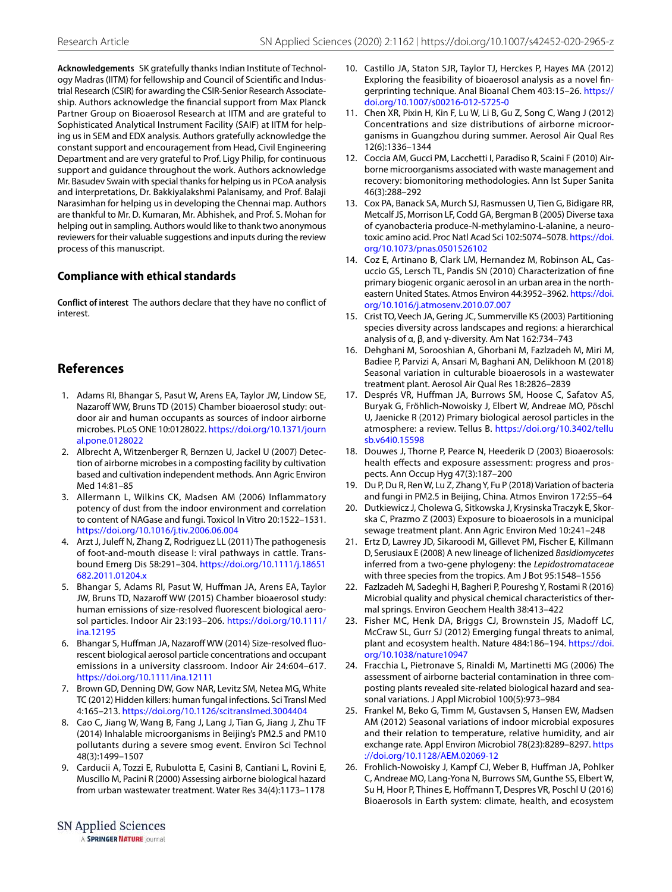**Acknowledgements** SK gratefully thanks Indian Institute of Technology Madras (IITM) for fellowship and Council of Scientific and Industrial Research (CSIR) for awarding the CSIR-Senior Research Associateship. Authors acknowledge the financial support from Max Planck Partner Group on Bioaerosol Research at IITM and are grateful to Sophisticated Analytical Instrument Facility (SAIF) at IITM for helping us in SEM and EDX analysis. Authors gratefully acknowledge the constant support and encouragement from Head, Civil Engineering Department and are very grateful to Prof. Ligy Philip, for continuous support and guidance throughout the work. Authors acknowledge Mr. Basudev Swain with special thanks for helping us in PCoA analysis and interpretations, Dr. Bakkiyalakshmi Palanisamy, and Prof. Balaji Narasimhan for helping us in developing the Chennai map. Authors are thankful to Mr. D. Kumaran, Mr. Abhishek, and Prof. S. Mohan for helping out in sampling. Authors would like to thank two anonymous reviewers for their valuable suggestions and inputs during the review process of this manuscript.

## Compliance with ethical standards

**Conflict of interest** The authors declare that they have no conflict of interest.

## References

1. Adams RI, Bhangar S, Pasut W, Arens EA, Taylor JW, Lindow SE, Nazaroff WW, Bruns TD (2015) Chamber bioaerosol study: outdoor air and human occupants as sources of indoor airborne microbes. PLoS ONE 10:0128022. https://doi.org/10.1371/journal.pone.0128022
2. Albrecht A, Witzenberger R, Bernzen U, Jackel U (2007) Detection of airborne microbes in a composting facility by cultivation based and cultivation independent methods. Ann Agric Environ Med 14:81–85
3. Allermann L, Wilkins CK, Madsen AM (2006) Inflammatory potency of dust from the indoor environment and correlation to content of NAGase and fungi. Toxicol In Vitro 20:1522–1531. https://doi.org/10.1016/j.tiv.2006.06.004
4. Arzt J, Juleff N, Zhang Z, Rodriguez LL (2011) The pathogenesis of foot-and-mouth disease I: viral pathways in cattle. Transbound Emerg Dis 58:291–304. https://doi.org/10.1111/j.1865 1682.2011.01204.x
5. Bhangar S, Adams RI, Pasut W, Huffman JA, Arens EA, Taylor JW, Bruns TD, Nazaroff WW (2015) Chamber bioaerosol study: human emissions of size-resolved fluorescent biological aerosol particles. Indoor Air 23:193–206. https://doi.org/10.1111/ina.12195
6. Bhangar S, Huffman JA, Nazaroff WW (2014) Size-resolved fluorescent biological aerosol particle concentrations and occupant emissions in a university classroom. Indoor Air 24:604–617. https://doi.org/10.1111/ina.12111
7. Brown GD, Denning DW, Gow NAR, Levitz SM, Netea MG, White TC (2012) Hidden killers: human fungal infections. Sci Transl Med 4:165–213. https://doi.org/10.1126/scitranslmed.3004404
8. Cao C, Jiang W, Wang B, Fang J, Lang J, Tian G, Jiang J, Zhu TF (2014) Inhalable microorganisms in Beijing's PM2.5 and PM10 pollutants during a severe smog event. Environ Sci Technol 48(3):1499–1507
9. Carducii A, Tozzi E, Rubulotta E, Casini B, Cantiani L, Rovini E, Muscillo M, Pacini R (2000) Assessing airborne biological hazard from urban wastewater treatment. Water Res 34(4):1173–1178
10. Castillo JA, Staton SJR, Taylor TJ, Herckes P, Hayes MA (2012) Exploring the feasibility of bioaerosol analysis as a novel fingerprinting technique. Anal Bioanal Chem 403:15–26. https://doi.org/10.1007/s00216-012-5725-0
11. Chen XR, Pixin H, Kin F, Lu W, Li B, Gu Z, Song C, Wang J (2012) Concentrations and size distributions of airborne microorganisms in Guangzhou during summer. Aerosol Air Qual Res 12(6):1336–1344
12. Coccia AM, Gucci PM, Lacchetti I, Paradiso R, Scaini F (2010) Airborne microorganisms associated with waste management and recovery: biomonitoring methodologies. Ann Ist Super Sanita 46(3):288–292
13. Cox PA, Banack SA, Murch SJ, Rasmussen U, Tien G, Bidigare RR, Metcalf JS, Morrison LF, Codd GA, Bergman B (2005) Diverse taxa of cyanobacteria produce-N-methylamino-L-alanine, a neurotoxic amino acid. Proc Natl Acad Sci 102:5074–5078. https://doi.org/10.1073/pnas.0501526102
14. Coz E, Artinano B, Clark LM, Hernandez M, Robinson AL, Casuccio GS, Lersch TL, Pandis SN (2010) Characterization of fine primary biogenic organic aerosol in an urban area in the northeastern United States. Atmos Environ 44:3952–3962. https://doi.org/10.1016/j.atmosenv.2010.07.007
15. Crist TO, Veech JA, Gering JC, Summerville KS (2003) Partitioning species diversity across landscapes and regions: a hierarchical analysis of α, β, and γ-diversity. Am Nat 162:734–743
16. Dehghani M, Sorooshian A, Ghorbani M, Fazlzadeh M, Miri M, Badiee P, Parvizi A, Ansari M, Baghani AN, Delikhoon M (2018) Seasonal variation in culturable bioaerosols in a wastewater treatment plant. Aerosol Air Qual Res 18:2826–2839
17. Després VR, Huffman JA, Burrows SM, Hoose C, Safatov AS, Buryak G, Fröhlich-Nowoisky J, Elbert W, Andreae MO, Pöschl U, Jaenicke R (2012) Primary biological aerosol particles in the atmosphere: a review. Tellus B. https://doi.org/10.3402/tellusb.v64i0.15598
18. Douwes J, Thorne P, Pearce N, Heederik D (2003) Bioaerosols: health effects and exposure assessment: progress and prospects. Ann Occup Hyg 47(3):187–200
19. Du P, Du R, Ren W, Lu Z, Zhang Y, Fu P (2018) Variation of bacteria and fungi in PM2.5 in Beijing, China. Atmos Environ 172:55–64
20. Dutkiewicz J, Cholewa G, Sitkowska J, Krysinska Traczyk E, Skorska C, Prazmo Z (2003) Exposure to bioaerosols in a municipal sewage treatment plant. Ann Agric Environ Med 10:241–248
21. Ertz D, Lawrey JD, Sikaroodi M, Gillevet PM, Fischer E, Killmann D, Serusiaux E (2008) A new lineage of lichenized *Basidiomycetes* inferred from a two-gene phylogeny: the *Lepidostromataceae* with three species from the tropics. Am J Bot 95:1548–1556
22. Fazlzadeh M, Sadeghi H, Bagheri P, Poureshg Y, Rostami R (2016) Microbial quality and physical chemical characteristics of thermal springs. Environ Geochem Health 38:413–422
23. Fisher MC, Henk DA, Briggs CJ, Brownstein JS, Madoff LC, McCraw SL, Gurr SJ (2012) Emerging fungal threats to animal, plant and ecosystem health. Nature 484:186–194. https://doi.org/10.1038/nature10947
24. Fracchia L, Pietronave S, Rinaldi M, Martinetti MG (2006) The assessment of airborne bacterial contamination in three composting plants revealed site-related biological hazard and seasonal variations. J Appl Microbiol 100(5):973–984
25. Frankel M, Beko G, Timm M, Gustavsen S, Hansen EW, Madsen AM (2012) Seasonal variations of indoor microbial exposures and their relation to temperature, relative humidity, and air exchange rate. Appl Environ Microbiol 78(23):8289–8297. https://doi.org/10.1128/AEM.02069-12
26. Frohlich-Nowoisky J, Kampf CJ, Weber B, Huffman JA, Pohlker C, Andreae MO, Lang-Yona N, Burrows SM, Gunthe SS, Elbert W, Su H, Hoor P, Thines E, Hoffmann T, Despres VR, Poschl U (2016) Bioaerosols in Earth system: climate, health, and ecosystem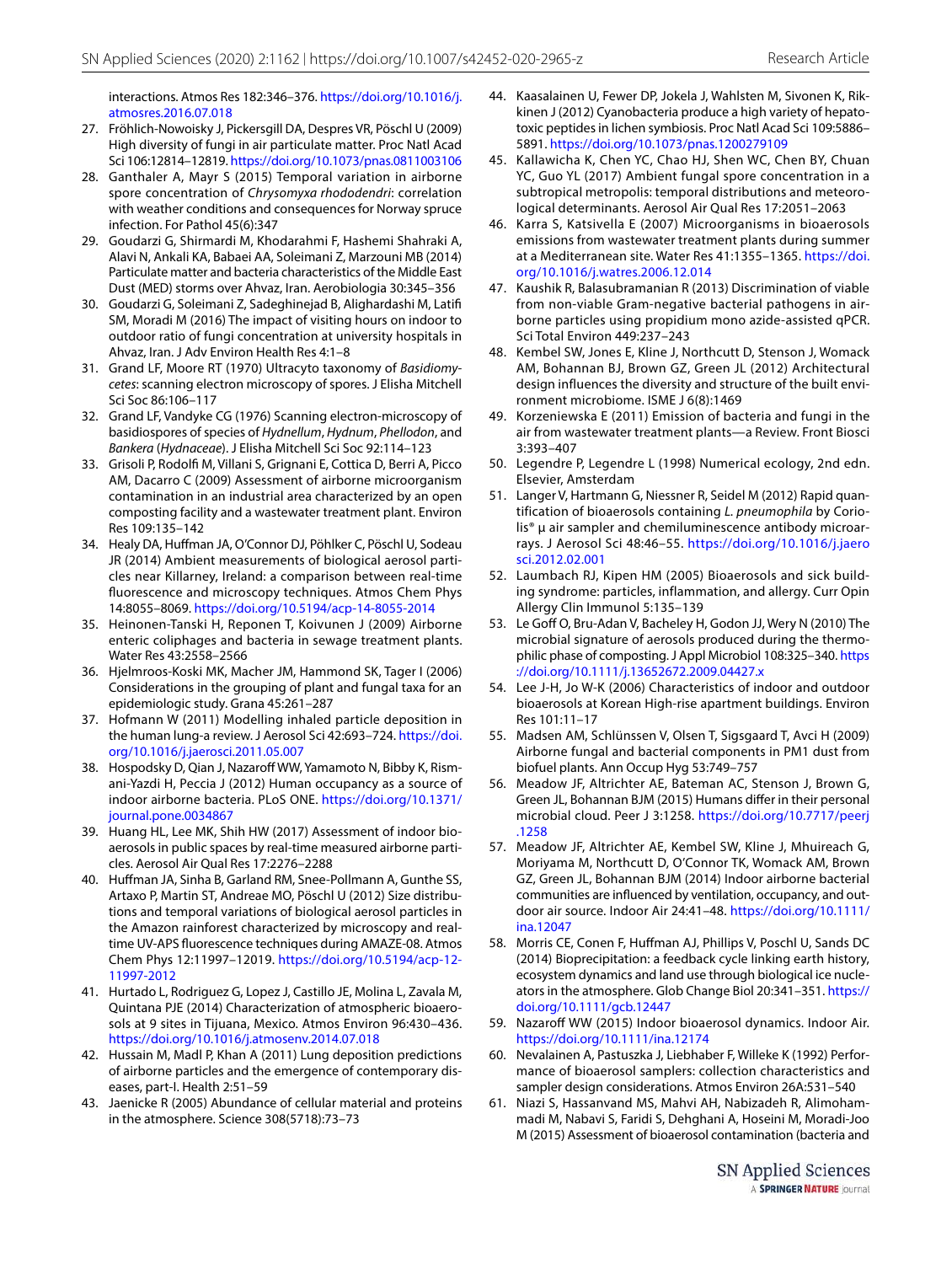interactions. Atmos Res 182:346–376. https://doi.org/10.1016/j.atmosres.2016.07.018

27. Fröhlich-Nowoisky J, Pickersgill DA, Despres VR, Pöschl U (2009) High diversity of fungi in air particulate matter. Proc Natl Acad Sci 106:12814–12819. https://doi.org/10.1073/pnas.0811003106
28. Ganthaler A, Mayr S (2015) Temporal variation in airborne spore concentration of *Chrysomyxa rhododendri*: correlation with weather conditions and consequences for Norway spruce infection. For Pathol 45(6):347
29. Goudarzi G, Shirmardi M, Khodarahmi F, Hashemi Shahraki A, Alavi N, Ankali KA, Babaei AA, Soleimani Z, Marzouni MB (2014) Particulate matter and bacteria characteristics of the Middle East Dust (MED) storms over Ahvaz, Iran. Aerobiologia 30:345–356
30. Goudarzi G, Soleimani Z, Sadeghinejad B, Alighardashi M, Latifi SM, Moradi M (2016) The impact of visiting hours on indoor to outdoor ratio of fungi concentration at university hospitals in Ahvaz, Iran. J Adv Environ Health Res 4:1–8
31. Grand LF, Moore RT (1970) Ultracyto taxonomy of *Basidiomycetes*: scanning electron microscopy of spores. J Elisha Mitchell Sci Soc 86:106–117
32. Grand LF, Vandyke CG (1976) Scanning electron-microscopy of basidiospores of species of *Hydnellum*, *Hydnum*, *Phellodon*, and *Bankera* (*Hydnaceae*). J Elisha Mitchell Sci Soc 92:114–123
33. Grisoli P, Rodolfi M, Villani S, Grignani E, Cottica D, Berri A, Picco AM, Dacarro C (2009) Assessment of airborne microorganism contamination in an industrial area characterized by an open composting facility and a wastewater treatment plant. Environ Res 109:135–142
34. Healy DA, Huffman JA, O'Connor DJ, Pöhlker C, Pöschl U, Sodeau JR (2014) Ambient measurements of biological aerosol particles near Killarney, Ireland: a comparison between real-time fluorescence and microscopy techniques. Atmos Chem Phys 14:8055–8069. https://doi.org/10.5194/acp-14-8055-2014
35. Heinonen-Tanski H, Reponen T, Koivunen J (2009) Airborne enteric coliphages and bacteria in sewage treatment plants. Water Res 43:2558–2566
36. Hjelmroos-Koski MK, Macher JM, Hammond SK, Tager I (2006) Considerations in the grouping of plant and fungal taxa for an epidemiologic study. Grana 45:261–287
37. Hofmann W (2011) Modelling inhaled particle deposition in the human lung-a review. J Aerosol Sci 42:693–724. https://doi.org/10.1016/j.jaerosci.2011.05.007
38. Hospodsky D, Qian J, Nazaroff WW, Yamamoto N, Bibby K, Rismani-Yazdi H, Peccia J (2012) Human occupancy as a source of indoor airborne bacteria. PLoS ONE. https://doi.org/10.1371/journal.pone.0034867
39. Huang HL, Lee MK, Shih HW (2017) Assessment of indoor bioaerosols in public spaces by real-time measured airborne particles. Aerosol Air Qual Res 17:2276–2288
40. Huffman JA, Sinha B, Garland RM, Snee-Pollmann A, Gunthe SS, Artaxo P, Martin ST, Andreae MO, Pöschl U (2012) Size distributions and temporal variations of biological aerosol particles in the Amazon rainforest characterized by microscopy and real-time UV-APS fluorescence techniques during AMAZE-08. Atmos Chem Phys 12:11997–12019. https://doi.org/10.5194/acp-12-11997-2012
41. Hurtado L, Rodriguez G, Lopez J, Castillo JE, Molina L, Zavala M, Quintana PJE (2014) Characterization of atmospheric bioaerosols at 9 sites in Tijuana, Mexico. Atmos Environ 96:430–436. https://doi.org/10.1016/j.atmosenv.2014.07.018
42. Hussain M, Madl P, Khan A (2011) Lung deposition predictions of airborne particles and the emergence of contemporary diseases, part-I. Health 2:51–59
43. Jaenicke R (2005) Abundance of cellular material and proteins in the atmosphere. Science 308(5718):73–73
44. Kaasalainen U, Fewer DP, Jokela J, Wahlsten M, Sivonen K, Rikkinen J (2012) Cyanobacteria produce a high variety of hepatotoxic peptides in lichen symbiosis. Proc Natl Acad Sci 109:5886–5891. https://doi.org/10.1073/pnas.1200279109
45. Kallawicha K, Chen YC, Chao HJ, Shen WC, Chen BY, Chuan YC, Guo YL (2017) Ambient fungal spore concentration in a subtropical metropolis: temporal distributions and meteorological determinants. Aerosol Air Qual Res 17:2051–2063
46. Karra S, Katsivella E (2007) Microorganisms in bioaerosols emissions from wastewater treatment plants during summer at a Mediterranean site. Water Res 41:1355–1365. https://doi.org/10.1016/j.watres.2006.12.014
47. Kaushik R, Balasubramanian R (2013) Discrimination of viable from non-viable Gram-negative bacterial pathogens in airborne particles using propidium mono azide-assisted qPCR. Sci Total Environ 449:237–243
48. Kembel SW, Jones E, Kline J, Northcutt D, Stenson J, Womack AM, Bohannan BJ, Brown GZ, Green JL (2012) Architectural design influences the diversity and structure of the built environment microbiome. ISME J 6(8):1469
49. Korzeniewska E (2011) Emission of bacteria and fungi in the air from wastewater treatment plants—a Review. Front Biosci 3:393–407
50. Legendre P, Legendre L (1998) Numerical ecology, 2nd edn. Elsevier, Amsterdam
51. Langer V, Hartmann G, Niessner R, Seidel M (2012) Rapid quantification of bioaerosols containing *L. pneumophila* by Coriolis® μ air sampler and chemiluminescence antibody microarrays. J Aerosol Sci 48:46–55. https://doi.org/10.1016/j.jaerosci.2012.02.001
52. Laumbach RJ, Kipen HM (2005) Bioaerosols and sick building syndrome: particles, inflammation, and allergy. Curr Opin Allergy Clin Immunol 5:135–139
53. Le Goff O, Bru-Adan V, Bacheley H, Godon JJ, Wery N (2010) The microbial signature of aerosols produced during the thermophilic phase of composting. J Appl Microbiol 108:325–340. https://doi.org/10.1111/j.13652672.2009.04427.x
54. Lee J-H, Jo W-K (2006) Characteristics of indoor and outdoor bioaerosols at Korean High-rise apartment buildings. Environ Res 101:11–17
55. Madsen AM, Schlünssen V, Olsen T, Sigsgaard T, Avci H (2009) Airborne fungal and bacterial components in PM1 dust from biofuel plants. Ann Occup Hyg 53:749–757
56. Meadow JF, Altrichter AE, Bateman AC, Stenson J, Brown G, Green JL, Bohannan BJM (2015) Humans differ in their personal microbial cloud. Peer J 3:1258. https://doi.org/10.7717/peerj.1258
57. Meadow JF, Altrichter AE, Kembel SW, Kline J, Mhuireach G, Moriyama M, Northcutt D, O'Connor TK, Womack AM, Brown GZ, Green JL, Bohannan BJM (2014) Indoor airborne bacterial communities are influenced by ventilation, occupancy, and outdoor air source. Indoor Air 24:41–48. https://doi.org/10.1111/ina.12047
58. Morris CE, Conen F, Huffman AJ, Phillips V, Poschl U, Sands DC (2014) Bioprecipitation: a feedback cycle linking earth history, ecosystem dynamics and land use through biological ice nucleators in the atmosphere. Glob Change Biol 20:341–351. https://doi.org/10.1111/gcb.12447
59. Nazaroff WW (2015) Indoor bioaerosol dynamics. Indoor Air. https://doi.org/10.1111/ina.12174
60. Nevalainen A, Pastuszka J, Liebhaber F, Willeke K (1992) Performance of bioaerosol samplers: collection characteristics and sampler design considerations. Atmos Environ 26A:531–540
61. Niazi S, Hassanvand MS, Mahvi AH, Nabizadeh R, Alimohammadi M, Nabavi S, Faridi S, Dehghani A, Hoseini M, Moradi-Joo M (2015) Assessment of bioaerosol contamination (bacteria and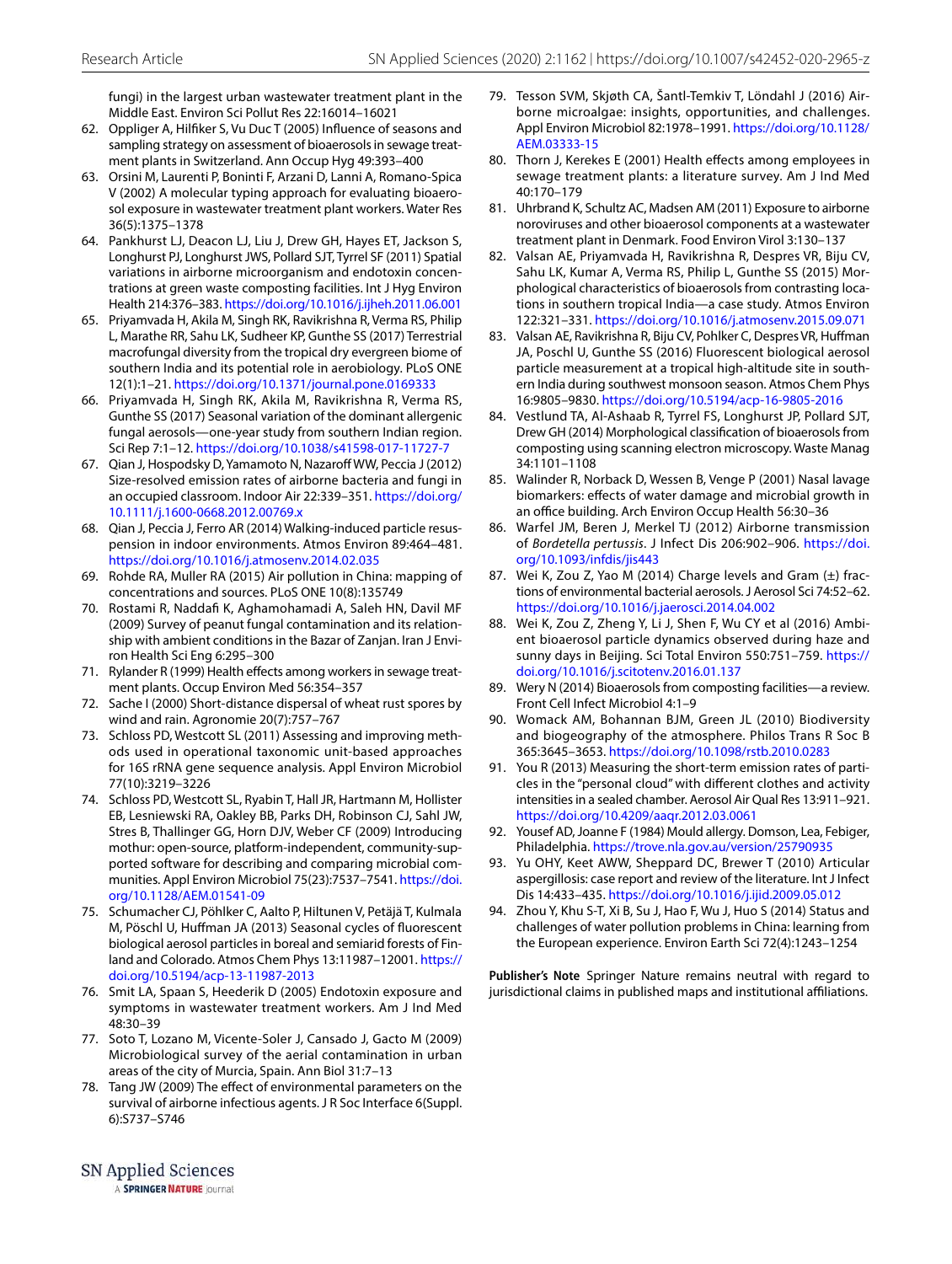fungi) in the largest urban wastewater treatment plant in the Middle East. Environ Sci Pollut Res 22:16014–16021

62. Oppliger A, Hilfiker S, Vu Duc T (2005) Influence of seasons and sampling strategy on assessment of bioaerosols in sewage treatment plants in Switzerland. Ann Occup Hyg 49:393–400
63. Orsini M, Laurenti P, Boninti F, Arzani D, Lanni A, Romano-Spica V (2002) A molecular typing approach for evaluating bioaerosol exposure in wastewater treatment plant workers. Water Res 36(5):1375–1378
64. Pankhurst LJ, Deacon LJ, Liu J, Drew GH, Hayes ET, Jackson S, Longhurst PJ, Longhurst JWS, Pollard SJT, Tyrrel SF (2011) Spatial variations in airborne microorganism and endotoxin concentrations at green waste composting facilities. Int J Hyg Environ Health 214:376–383. https://doi.org/10.1016/j.ijheh.2011.06.001
65. Priyamvada H, Akila M, Singh RK, Ravikrishna R, Verma RS, Philip L, Marathe RR, Sahu LK, Sudheer KP, Gunthe SS (2017) Terrestrial macrofungal diversity from the tropical dry evergreen biome of southern India and its potential role in aerobiology. PLoS ONE 12(1):1–21. https://doi.org/10.1371/journal.pone.0169333
66. Priyamvada H, Singh RK, Akila M, Ravikrishna R, Verma RS, Gunthe SS (2017) Seasonal variation of the dominant allergenic fungal aerosols—one-year study from southern Indian region. Sci Rep 7:1–12. https://doi.org/10.1038/s41598-017-11727-7
67. Qian J, Hospodsky D, Yamamoto N, Nazaroff WW, Peccia J (2012) Size-resolved emission rates of airborne bacteria and fungi in an occupied classroom. Indoor Air 22:339–351. https://doi.org/10.1111/j.1600-0668.2012.00769.x
68. Qian J, Peccia J, Ferro AR (2014) Walking-induced particle resuspension in indoor environments. Atmos Environ 89:464–481. https://doi.org/10.1016/j.atmosenv.2014.02.035
69. Rohde RA, Muller RA (2015) Air pollution in China: mapping of concentrations and sources. PLoS ONE 10(8):135749
70. Rostami R, Naddafi K, Aghamohamadi A, Saleh HN, Davil MF (2009) Survey of peanut fungal contamination and its relationship with ambient conditions in the Bazar of Zanjan. Iran J Environ Health Sci Eng 6:295–300
71. Rylander R (1999) Health effects among workers in sewage treatment plants. Occup Environ Med 56:354–357
72. Sache I (2000) Short-distance dispersal of wheat rust spores by wind and rain. Agronomie 20(7):757–767
73. Schloss PD, Westcott SL (2011) Assessing and improving methods used in operational taxonomic unit-based approaches for 16S rRNA gene sequence analysis. Appl Environ Microbiol 77(10):3219–3226
74. Schloss PD, Westcott SL, Ryabin T, Hall JR, Hartmann M, Hollister EB, Lesniewski RA, Oakley BB, Parks DH, Robinson CJ, Sahl JW, Stres B, Thallinger GG, Horn DJV, Weber CF (2009) Introducing mothur: open-source, platform-independent, community-supported software for describing and comparing microbial communities. Appl Environ Microbiol 75(23):7537–7541. https://doi.org/10.1128/AEM.01541-09
75. Schumacher CJ, Pöhlker C, Aalto P, Hiltunen V, Petäjä T, Kulmala M, Pöschl U, Huffman JA (2013) Seasonal cycles of fluorescent biological aerosol particles in boreal and semiarid forests of Finland and Colorado. Atmos Chem Phys 13:11987–12001. https://doi.org/10.5194/acp-13-11987-2013
76. Smit LA, Spaan S, Heederik D (2005) Endotoxin exposure and symptoms in wastewater treatment workers. Am J Ind Med 48:30–39
77. Soto T, Lozano M, Vicente-Soler J, Cansado J, Gacto M (2009) Microbiological survey of the aerial contamination in urban areas of the city of Murcia, Spain. Ann Biol 31:7–13
78. Tang JW (2009) The effect of environmental parameters on the survival of airborne infectious agents. J R Soc Interface 6(Suppl. 6):S737–S746
79. Tesson SVM, Skjøth CA, Šantl-Temkiv T, Löndahl J (2016) Airborne microalgae: insights, opportunities, and challenges. Appl Environ Microbiol 82:1978–1991. https://doi.org/10.1128/AEM.03333-15
80. Thorn J, Kerekes E (2001) Health effects among employees in sewage treatment plants: a literature survey. Am J Ind Med 40:170–179
81. Uhrbrand K, Schultz AC, Madsen AM (2011) Exposure to airborne noroviruses and other bioaerosol components at a wastewater treatment plant in Denmark. Food Environ Virol 3:130–137
82. Valsan AE, Priyamvada H, Ravikrishna R, Despres VR, Biju CV, Sahu LK, Kumar A, Verma RS, Philip L, Gunthe SS (2015) Morphological characteristics of bioaerosols from contrasting locations in southern tropical India—a case study. Atmos Environ 122:321–331. https://doi.org/10.1016/j.atmosenv.2015.09.071
83. Valsan AE, Ravikrishna R, Biju CV, Pohlker C, Despres VR, Huffman JA, Poschl U, Gunthe SS (2016) Fluorescent biological aerosol particle measurement at a tropical high-altitude site in southern India during southwest monsoon season. Atmos Chem Phys 16:9805–9830. https://doi.org/10.5194/acp-16-9805-2016
84. Vestlund TA, Al-Ashaab R, Tyrrel FS, Longhurst JP, Pollard SJT, Drew GH (2014) Morphological classification of bioaerosols from composting using scanning electron microscopy. Waste Manag 34:1101–1108
85. Walinder R, Norback D, Wessen B, Venge P (2001) Nasal lavage biomarkers: effects of water damage and microbial growth in an office building. Arch Environ Occup Health 56:30–36
86. Warfel JM, Beren J, Merkel TJ (2012) Airborne transmission of *Bordetella pertussis*. J Infect Dis 206:902–906. https://doi.org/10.1093/infdis/jis443
87. Wei K, Zou Z, Yao M (2014) Charge levels and Gram (±) fractions of environmental bacterial aerosols. J Aerosol Sci 74:52–62. https://doi.org/10.1016/j.jaerosci.2014.04.002
88. Wei K, Zou Z, Zheng Y, Li J, Shen F, Wu CY et al (2016) Ambient bioaerosol particle dynamics observed during haze and sunny days in Beijing. Sci Total Environ 550:751–759. https://doi.org/10.1016/j.scitotenv.2016.01.137
89. Wery N (2014) Bioaerosols from composting facilities—a review. Front Cell Infect Microbiol 4:1–9
90. Womack AM, Bohannan BJM, Green JL (2010) Biodiversity and biogeography of the atmosphere. Philos Trans R Soc B 365:3645–3653. https://doi.org/10.1098/rstb.2010.0283
91. You R (2013) Measuring the short-term emission rates of particles in the "personal cloud" with different clothes and activity intensities in a sealed chamber. Aerosol Air Qual Res 13:911–921. https://doi.org/10.4209/aaqr.2012.03.0061
92. Yousef AD, Joanne F (1984) Mould allergy. Domson, Lea, Febiger, Philadelphia. https://trove.nla.gov.au/version/25790935
93. Yu OHY, Keet AWW, Sheppard DC, Brewer T (2010) Articular aspergillosis: case report and review of the literature. Int J Infect Dis 14:433–435. https://doi.org/10.1016/j.ijid.2009.05.012
94. Zhou Y, Khu S-T, Xi B, Su J, Hao F, Wu J, Huo S (2014) Status and challenges of water pollution problems in China: learning from the European experience. Environ Earth Sci 72(4):1243–1254

**Publisher's Note** Springer Nature remains neutral with regard to jurisdictional claims in published maps and institutional affiliations.